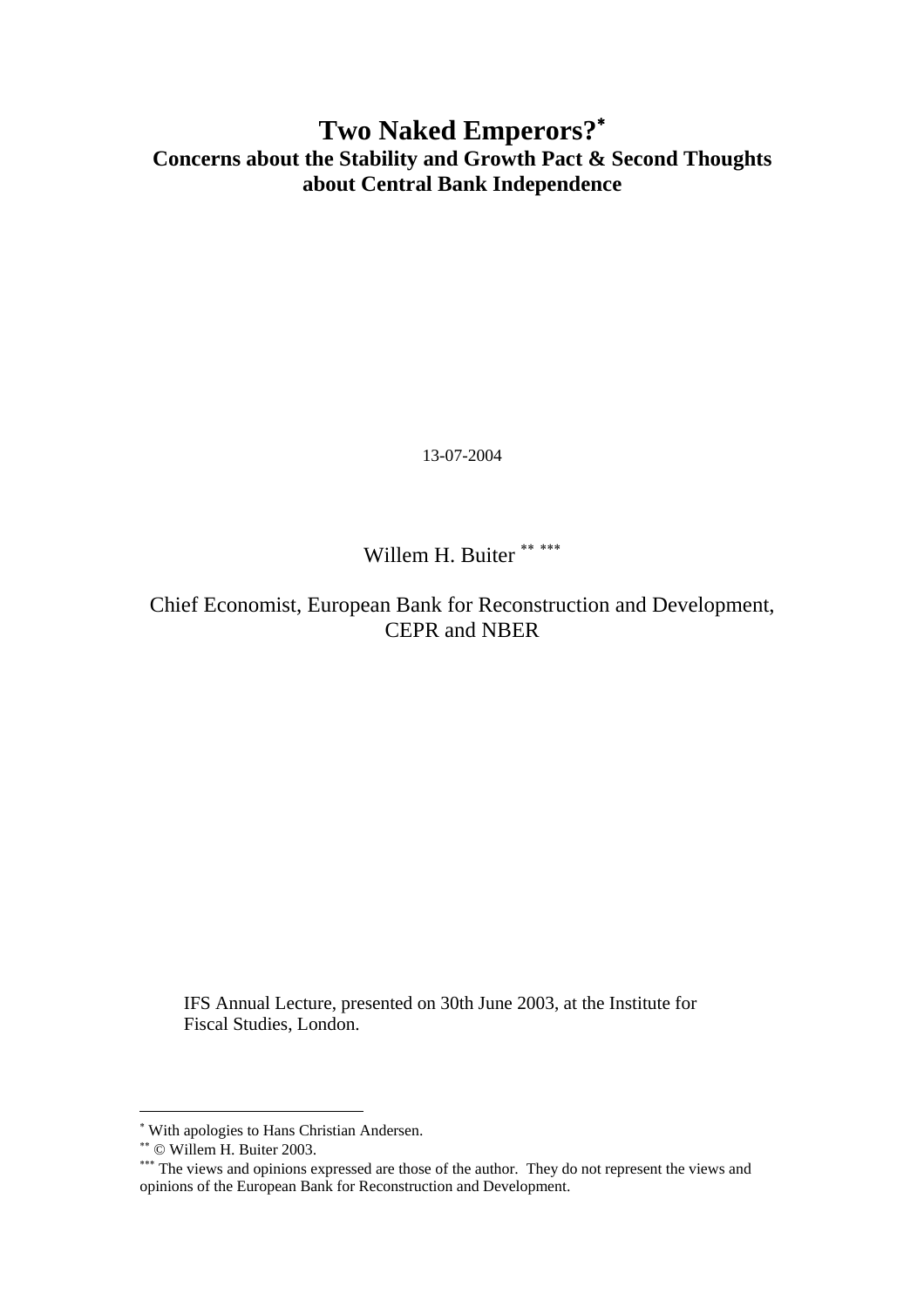# Two Naked Emperors?[*]

## Concerns about the Stability and Growth Pact & Second Thoughts about Central Bank Independence

13-07-2004

Willem H. Buiter [**] [***]

Chief Economist, European Bank for Reconstruction and Development, CEPR and NBER

IFS Annual Lecture, presented on 30th June 2003, at the Institute for Fiscal Studies, London.

---

[*] With apologies to Hans Christian Andersen.

[**] © Willem H. Buiter 2003.

[***] The views and opinions expressed are those of the author. They do not represent the views and opinions of the European Bank for Reconstruction and Development.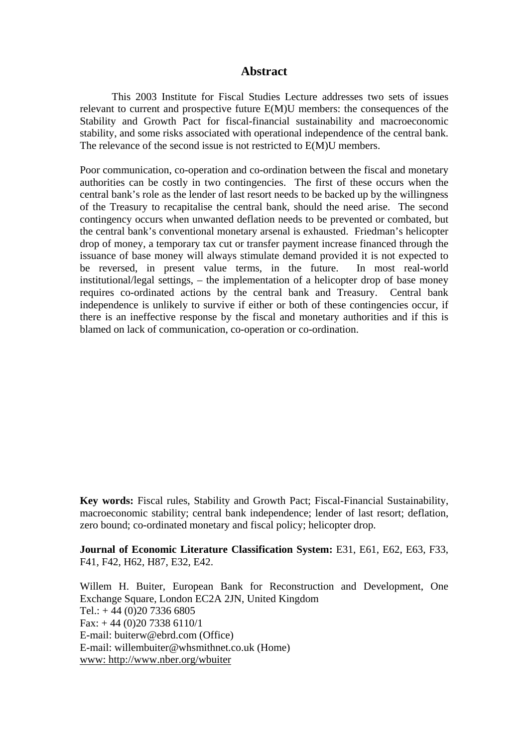## Abstract

This 2003 Institute for Fiscal Studies Lecture addresses two sets of issues relevant to current and prospective future E(M)U members: the consequences of the Stability and Growth Pact for fiscal-financial sustainability and macroeconomic stability, and some risks associated with operational independence of the central bank. The relevance of the second issue is not restricted to E(M)U members.

Poor communication, co-operation and co-ordination between the fiscal and monetary authorities can be costly in two contingencies. The first of these occurs when the central bank's role as the lender of last resort needs to be backed up by the willingness of the Treasury to recapitalise the central bank, should the need arise. The second contingency occurs when unwanted deflation needs to be prevented or combated, but the central bank's conventional monetary arsenal is exhausted. Friedman's helicopter drop of money, a temporary tax cut or transfer payment increase financed through the issuance of base money will always stimulate demand provided it is not expected to be reversed, in present value terms, in the future. In most real-world institutional/legal settings, – the implementation of a helicopter drop of base money requires co-ordinated actions by the central bank and Treasury. Central bank independence is unlikely to survive if either or both of these contingencies occur, if there is an ineffective response by the fiscal and monetary authorities and if this is blamed on lack of communication, co-operation or co-ordination.

**Key words:** Fiscal rules, Stability and Growth Pact; Fiscal-Financial Sustainability, macroeconomic stability; central bank independence; lender of last resort; deflation, zero bound; co-ordinated monetary and fiscal policy; helicopter drop.

**Journal of Economic Literature Classification System:** E31, E61, E62, E63, F33, F41, F42, H62, H87, E32, E42.

Willem H. Buiter, European Bank for Reconstruction and Development, One Exchange Square, London EC2A 2JN, United Kingdom
Tel.: + 44 (0)20 7336 6805
Fax: + 44 (0)20 7338 6110/1
E-mail: buiterw@ebrd.com (Office)
E-mail: willembuiter@whsmithnet.co.uk (Home)
www: http://www.nber.org/wbuiter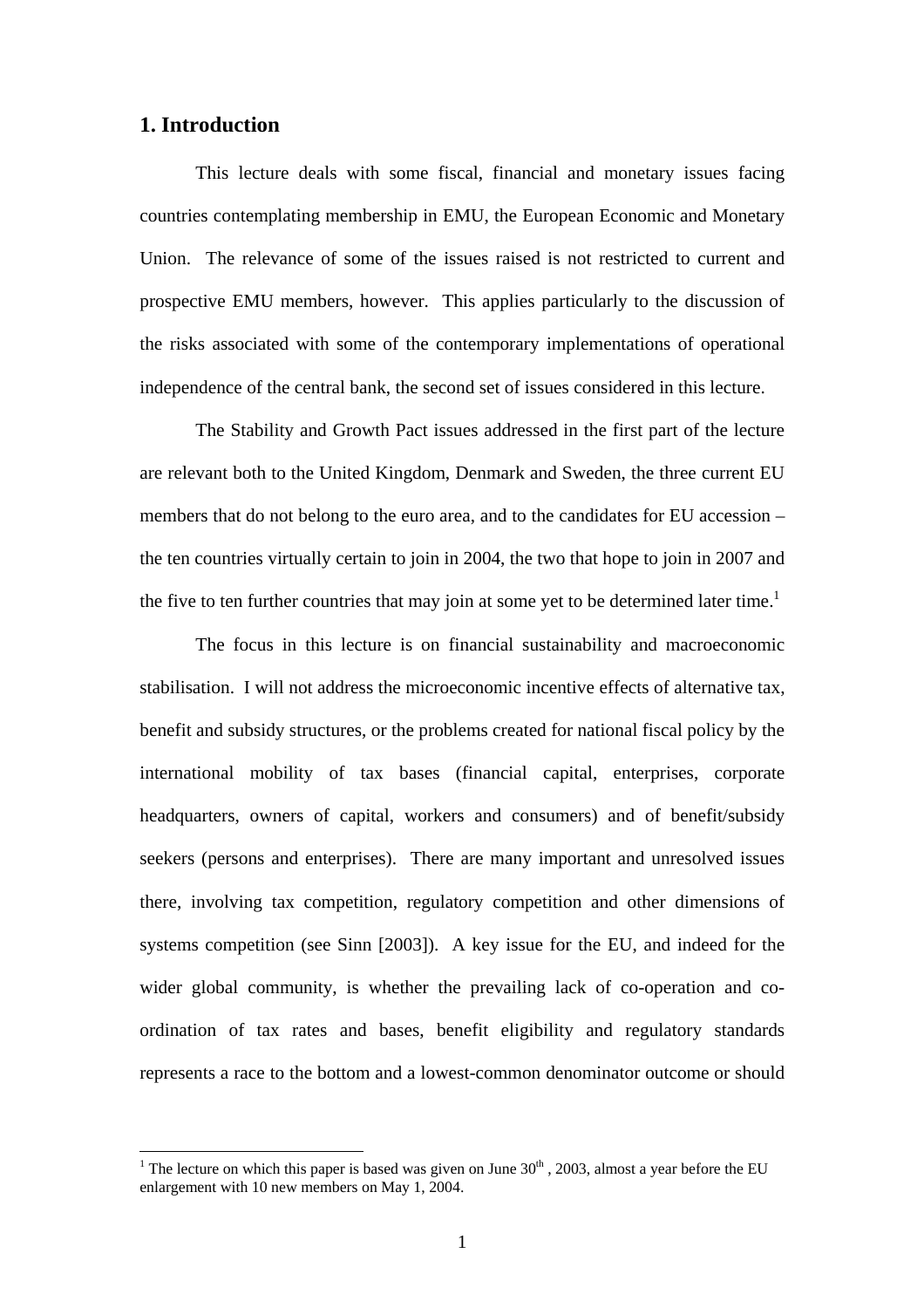## 1. Introduction

This lecture deals with some fiscal, financial and monetary issues facing countries contemplating membership in EMU, the European Economic and Monetary Union. The relevance of some of the issues raised is not restricted to current and prospective EMU members, however. This applies particularly to the discussion of the risks associated with some of the contemporary implementations of operational independence of the central bank, the second set of issues considered in this lecture.

The Stability and Growth Pact issues addressed in the first part of the lecture are relevant both to the United Kingdom, Denmark and Sweden, the three current EU members that do not belong to the euro area, and to the candidates for EU accession – the ten countries virtually certain to join in 2004, the two that hope to join in 2007 and the five to ten further countries that may join at some yet to be determined later time.[1]

The focus in this lecture is on financial sustainability and macroeconomic stabilisation. I will not address the microeconomic incentive effects of alternative tax, benefit and subsidy structures, or the problems created for national fiscal policy by the international mobility of tax bases (financial capital, enterprises, corporate headquarters, owners of capital, workers and consumers) and of benefit/subsidy seekers (persons and enterprises). There are many important and unresolved issues there, involving tax competition, regulatory competition and other dimensions of systems competition (see Sinn [2003]). A key issue for the EU, and indeed for the wider global community, is whether the prevailing lack of co-operation and co-ordination of tax rates and bases, benefit eligibility and regulatory standards represents a race to the bottom and a lowest-common denominator outcome or should

[1] The lecture on which this paper is based was given on June 30th, 2003, almost a year before the EU enlargement with 10 new members on May 1, 2004.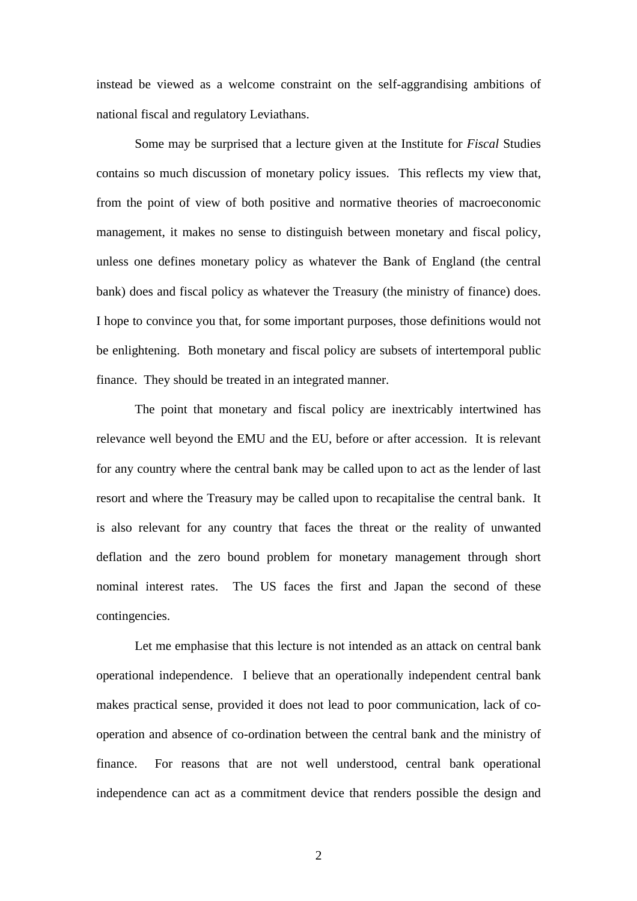instead be viewed as a welcome constraint on the self-aggrandising ambitions of national fiscal and regulatory Leviathans.

Some may be surprised that a lecture given at the Institute for *Fiscal* Studies contains so much discussion of monetary policy issues. This reflects my view that, from the point of view of both positive and normative theories of macroeconomic management, it makes no sense to distinguish between monetary and fiscal policy, unless one defines monetary policy as whatever the Bank of England (the central bank) does and fiscal policy as whatever the Treasury (the ministry of finance) does. I hope to convince you that, for some important purposes, those definitions would not be enlightening. Both monetary and fiscal policy are subsets of intertemporal public finance. They should be treated in an integrated manner.

The point that monetary and fiscal policy are inextricably intertwined has relevance well beyond the EMU and the EU, before or after accession. It is relevant for any country where the central bank may be called upon to act as the lender of last resort and where the Treasury may be called upon to recapitalise the central bank. It is also relevant for any country that faces the threat or the reality of unwanted deflation and the zero bound problem for monetary management through short nominal interest rates. The US faces the first and Japan the second of these contingencies.

Let me emphasise that this lecture is not intended as an attack on central bank operational independence. I believe that an operationally independent central bank makes practical sense, provided it does not lead to poor communication, lack of co-operation and absence of co-ordination between the central bank and the ministry of finance. For reasons that are not well understood, central bank operational independence can act as a commitment device that renders possible the design and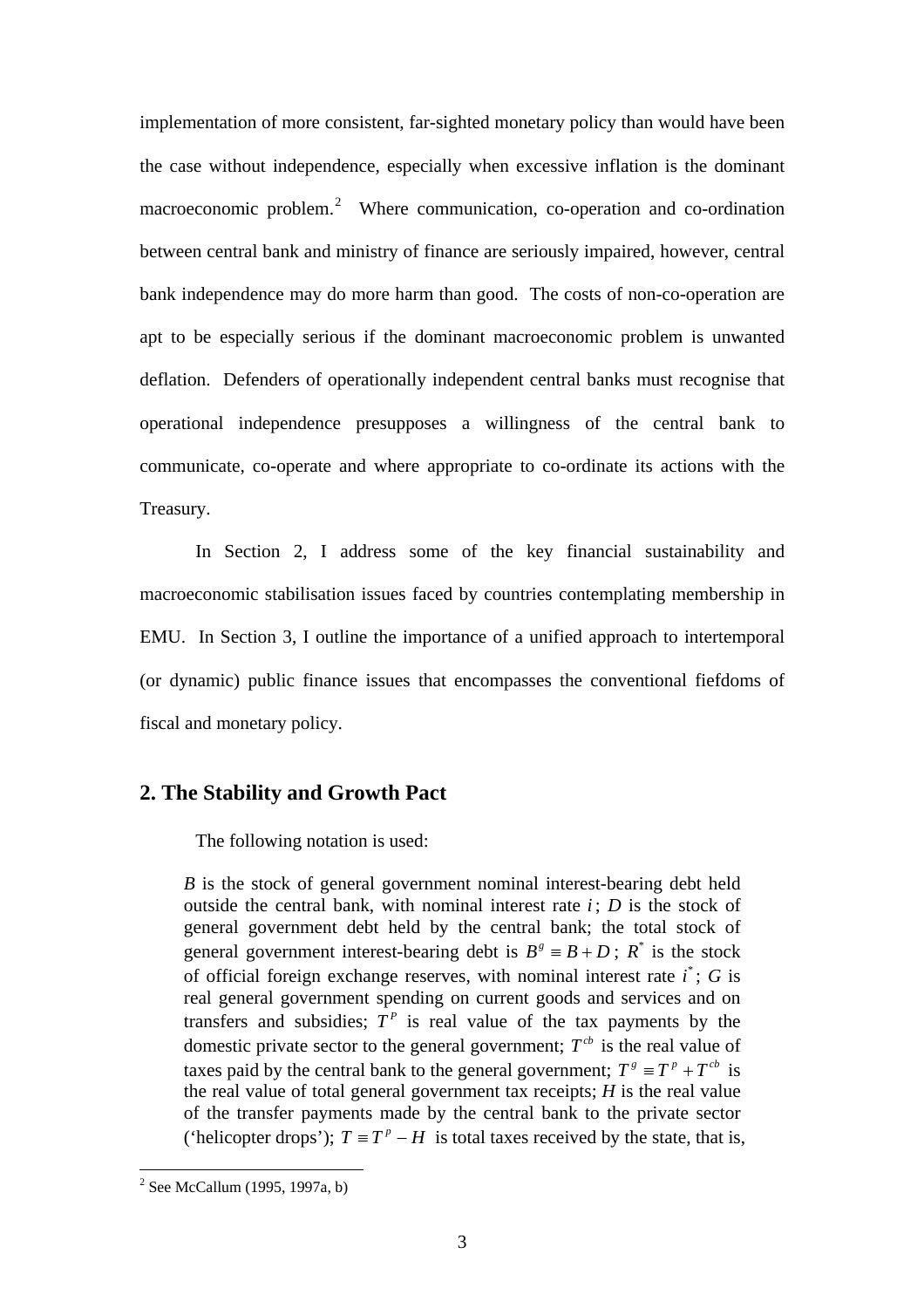implementation of more consistent, far-sighted monetary policy than would have been the case without independence, especially when excessive inflation is the dominant macroeconomic problem.[2] Where communication, co-operation and co-ordination between central bank and ministry of finance are seriously impaired, however, central bank independence may do more harm than good. The costs of non-co-operation are apt to be especially serious if the dominant macroeconomic problem is unwanted deflation. Defenders of operationally independent central banks must recognise that operational independence presupposes a willingness of the central bank to communicate, co-operate and where appropriate to co-ordinate its actions with the Treasury.

In Section 2, I address some of the key financial sustainability and macroeconomic stabilisation issues faced by countries contemplating membership in EMU. In Section 3, I outline the importance of a unified approach to intertemporal (or dynamic) public finance issues that encompasses the conventional fiefdoms of fiscal and monetary policy.

## 2. The Stability and Growth Pact

The following notation is used:

> $B$ is the stock of general government nominal interest-bearing debt held outside the central bank, with nominal interest rate $i$; $D$ is the stock of general government debt held by the central bank; the total stock of general government interest-bearing debt is $B^g \equiv B + D$; $R^*$ is the stock of official foreign exchange reserves, with nominal interest rate $i^*$; $G$ is real general government spending on current goods and services and on transfers and subsidies; $T^p$ is real value of the tax payments by the domestic private sector to the general government; $T^{cb}$ is the real value of taxes paid by the central bank to the general government; $T^g \equiv T^p + T^{cb}$ is the real value of total general government tax receipts; $H$ is the real value of the transfer payments made by the central bank to the private sector ('helicopter drops'); $T \equiv T^p - H$ is total taxes received by the state, that is,

[2] See McCallum (1995, 1997a, b)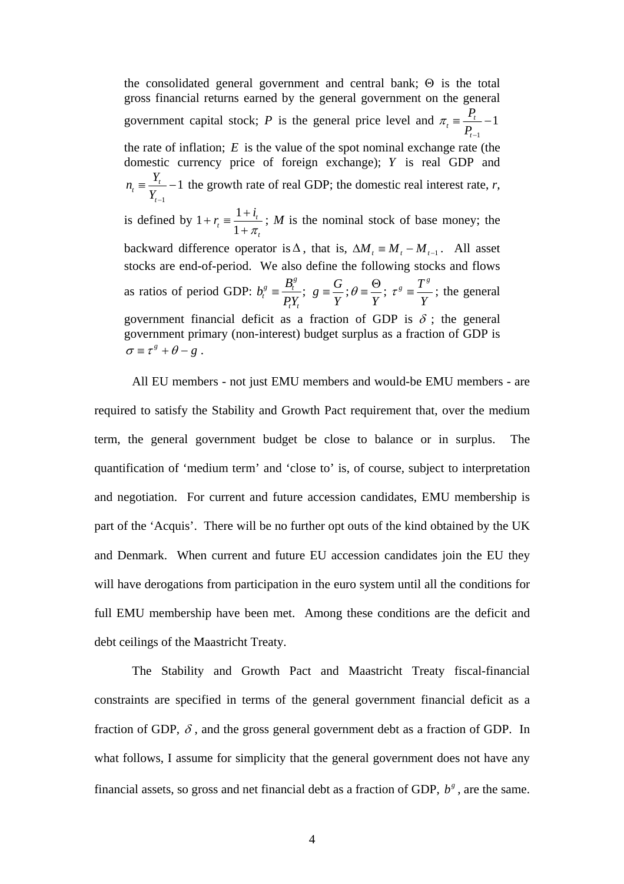the consolidated general government and central bank; $\Theta$ is the total gross financial returns earned by the general government on the general government capital stock; $P$ is the general price level and $\pi_t \equiv \frac{P_t}{P_{t-1}} - 1$ the rate of inflation; $E$ is the value of the spot nominal exchange rate (the domestic currency price of foreign exchange); $Y$ is real GDP and $n_t \equiv \frac{Y_t}{Y_{t-1}} - 1$ the growth rate of real GDP; the domestic real interest rate, $r$, is defined by $1 + r_t \equiv \frac{1+i_t}{1+\pi_t}$; $M$ is the nominal stock of base money; the backward difference operator is $\Delta$, that is, $\Delta M_t \equiv M_t - M_{t-1}$. All asset stocks are end-of-period. We also define the following stocks and flows as ratios of period GDP: $b_t^g \equiv \frac{B_t^g}{P_t Y_t}$; $g \equiv \frac{G}{Y}$; $\theta \equiv \frac{\Theta}{Y}$; $\tau^g \equiv \frac{T^g}{Y}$; the general government financial deficit as a fraction of GDP is $\delta$; the general government primary (non-interest) budget surplus as a fraction of GDP is $\sigma \equiv \tau^g + \theta - g$.

All EU members - not just EMU members and would-be EMU members - are required to satisfy the Stability and Growth Pact requirement that, over the medium term, the general government budget be close to balance or in surplus. The quantification of 'medium term' and 'close to' is, of course, subject to interpretation and negotiation. For current and future accession candidates, EMU membership is part of the 'Acquis'. There will be no further opt outs of the kind obtained by the UK and Denmark. When current and future EU accession candidates join the EU they will have derogations from participation in the euro system until all the conditions for full EMU membership have been met. Among these conditions are the deficit and debt ceilings of the Maastricht Treaty.

The Stability and Growth Pact and Maastricht Treaty fiscal-financial constraints are specified in terms of the general government financial deficit as a fraction of GDP, $\delta$, and the gross general government debt as a fraction of GDP. In what follows, I assume for simplicity that the general government does not have any financial assets, so gross and net financial debt as a fraction of GDP, $b^g$, are the same.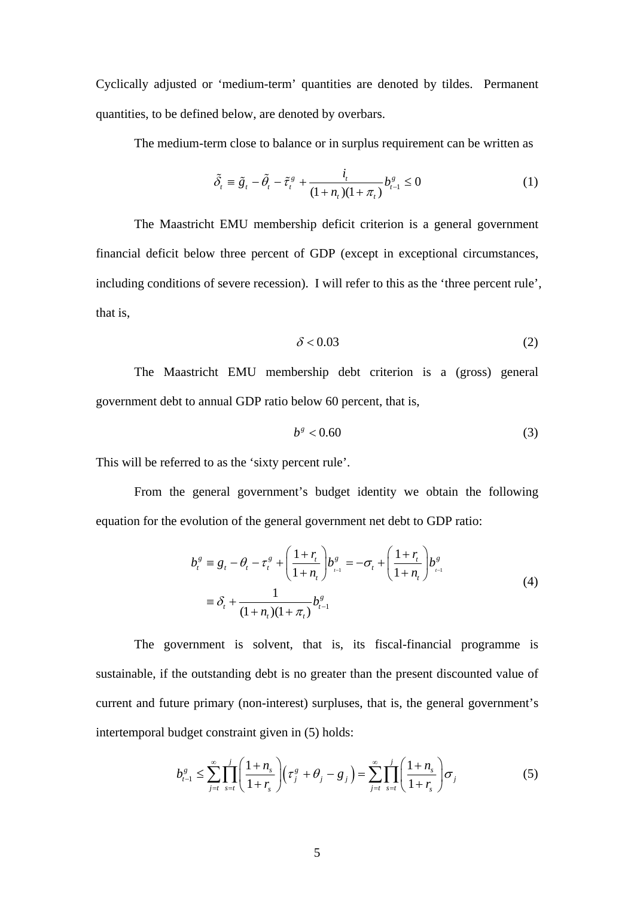Cyclically adjusted or 'medium-term' quantities are denoted by tildes. Permanent quantities, to be defined below, are denoted by overbars.

The medium-term close to balance or in surplus requirement can be written as

$$\tilde{\delta}_t \equiv \tilde{g}_t - \tilde{\theta}_t - \tilde{\tau}_t^g + \frac{i_t}{(1+n_t)(1+\pi_t)} b_{t-1}^g \leq 0 \tag{1}$$

The Maastricht EMU membership deficit criterion is a general government financial deficit below three percent of GDP (except in exceptional circumstances, including conditions of severe recession). I will refer to this as the 'three percent rule', that is,

$$\delta < 0.03 \tag{2}$$

The Maastricht EMU membership debt criterion is a (gross) general government debt to annual GDP ratio below 60 percent, that is,

$$b^g < 0.60 \tag{3}$$

This will be referred to as the 'sixty percent rule'.

From the general government's budget identity we obtain the following equation for the evolution of the general government net debt to GDP ratio:

$$\begin{aligned} b_t^g &\equiv g_t - \theta_t - \tau_t^g + \left(\frac{1+r_t}{1+n_t}\right) b_{t-1}^g = -\sigma_t + \left(\frac{1+r_t}{1+n_t}\right) b_{t-1}^g \\ &\equiv \delta_t + \frac{1}{(1+n_t)(1+\pi_t)} b_{t-1}^g \end{aligned} \tag{4}$$

The government is solvent, that is, its fiscal-financial programme is sustainable, if the outstanding debt is no greater than the present discounted value of current and future primary (non-interest) surpluses, that is, the general government's intertemporal budget constraint given in (5) holds:

$$b_{t-1}^g \leq \sum_{j=t}^{\infty} \prod_{s=t}^{j} \left(\frac{1+n_s}{1+r_s}\right) \left(\tau_j^g + \theta_j - g_j\right) = \sum_{j=t}^{\infty} \prod_{s=t}^{j} \left(\frac{1+n_s}{1+r_s}\right) \sigma_j \tag{5}$$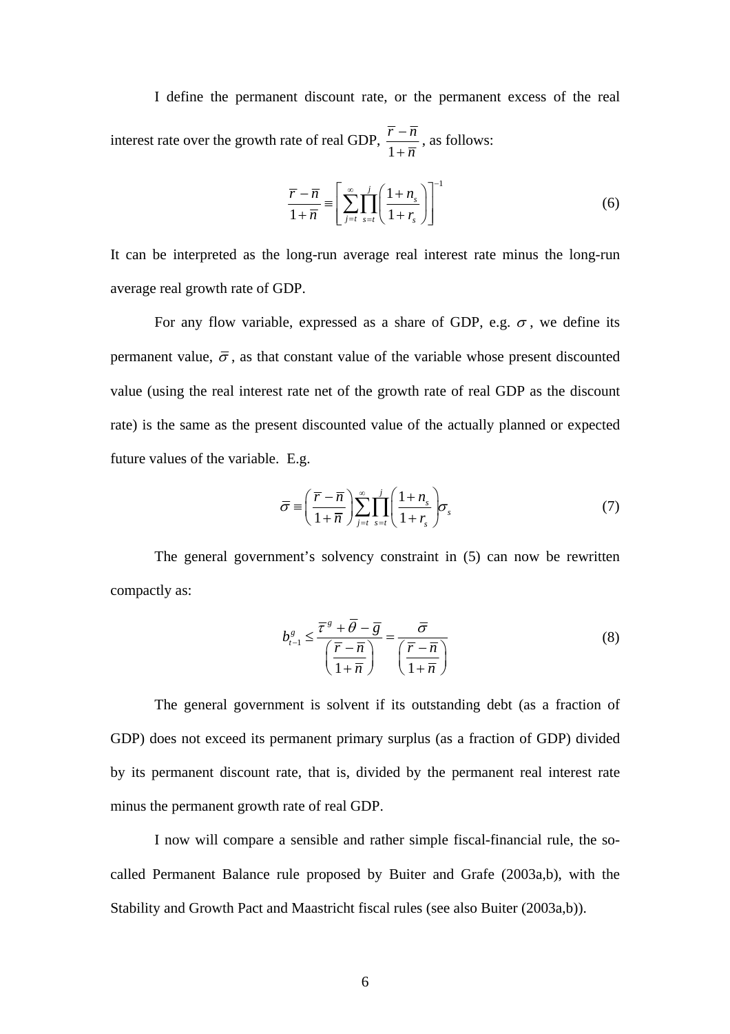I define the permanent discount rate, or the permanent excess of the real interest rate over the growth rate of real GDP, $\frac{\bar{r}-\bar{n}}{1+\bar{n}}$, as follows:

$$\frac{\bar{r}-\bar{n}}{1+\bar{n}} \equiv \left[ \sum_{j=t}^{\infty} \prod_{s=t}^{j} \left( \frac{1+n_s}{1+r_s} \right) \right]^{-1} \tag{6}$$

It can be interpreted as the long-run average real interest rate minus the long-run average real growth rate of GDP.

For any flow variable, expressed as a share of GDP, e.g. $\sigma$, we define its permanent value, $\bar{\sigma}$, as that constant value of the variable whose present discounted value (using the real interest rate net of the growth rate of real GDP as the discount rate) is the same as the present discounted value of the actually planned or expected future values of the variable. E.g.

$$\bar{\sigma} \equiv \left( \frac{\bar{r}-\bar{n}}{1+\bar{n}} \right) \sum_{j=t}^{\infty} \prod_{s=t}^{j} \left( \frac{1+n_s}{1+r_s} \right) \sigma_s \tag{7}$$

The general government's solvency constraint in (5) can now be rewritten compactly as:

$$b_{t-1}^{g} \leq \frac{\bar{\tau}^{g} + \bar{\theta} - \bar{g}}{\left( \frac{\bar{r}-\bar{n}}{1+\bar{n}} \right)} = \frac{\bar{\sigma}}{\left( \frac{\bar{r}-\bar{n}}{1+\bar{n}} \right)} \tag{8}$$

The general government is solvent if its outstanding debt (as a fraction of GDP) does not exceed its permanent primary surplus (as a fraction of GDP) divided by its permanent discount rate, that is, divided by the permanent real interest rate minus the permanent growth rate of real GDP.

I now will compare a sensible and rather simple fiscal-financial rule, the so-called Permanent Balance rule proposed by Buiter and Grafe (2003a,b), with the Stability and Growth Pact and Maastricht fiscal rules (see also Buiter (2003a,b)).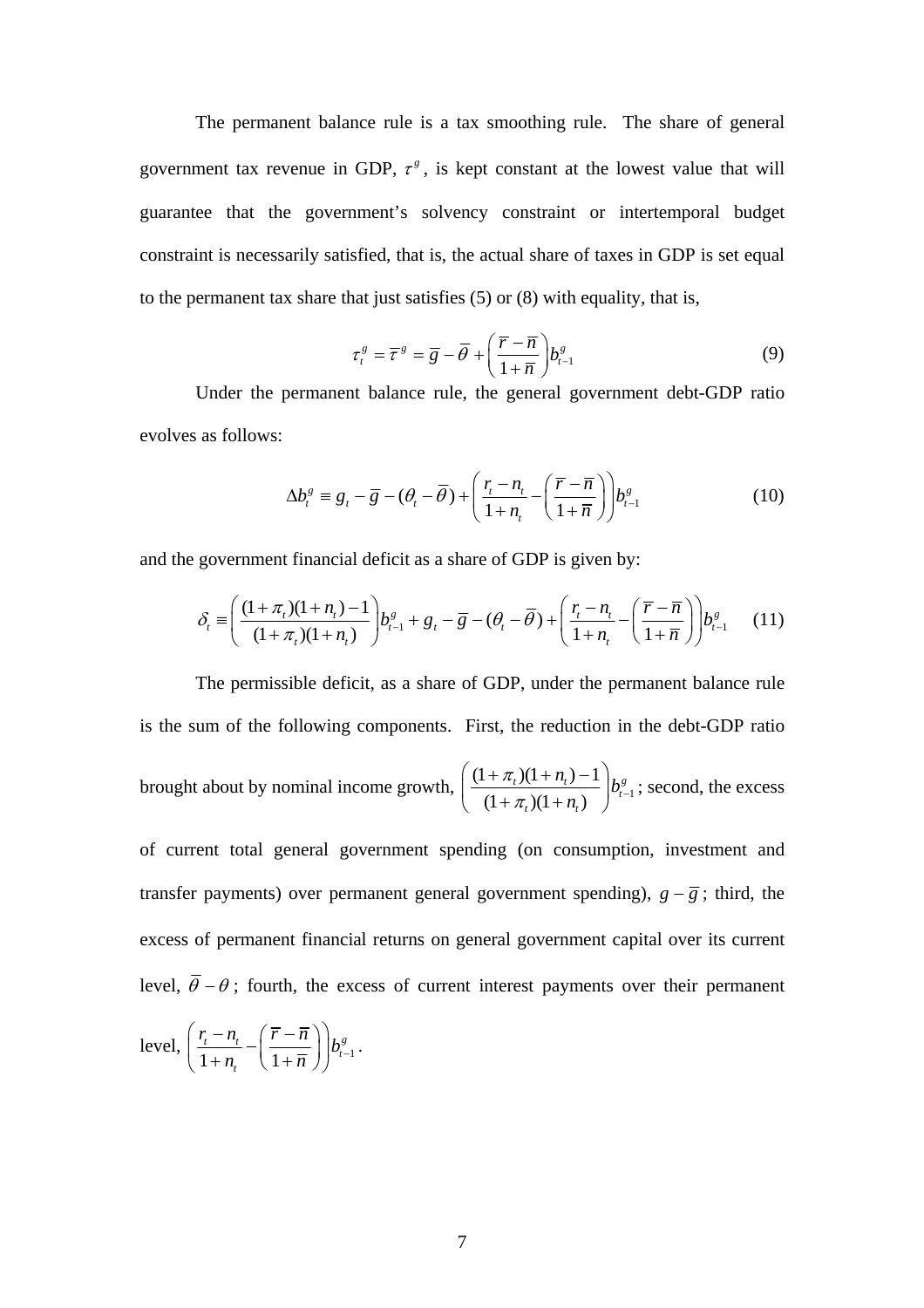The permanent balance rule is a tax smoothing rule. The share of general government tax revenue in GDP, $\tau^g$, is kept constant at the lowest value that will guarantee that the government's solvency constraint or intertemporal budget constraint is necessarily satisfied, that is, the actual share of taxes in GDP is set equal to the permanent tax share that just satisfies (5) or (8) with equality, that is,

$$\tau_t^g = \overline{\tau}^g = \overline{g} - \overline{\theta} + \left( \frac{\overline{r} - \overline{n}}{1 + \overline{n}} \right) b_{t-1}^g \tag{9}$$

Under the permanent balance rule, the general government debt-GDP ratio evolves as follows:

$$\Delta b_t^g \equiv g_t - \overline{g} - (\theta_t - \overline{\theta}) + \left( \frac{r_t - n_t}{1 + n_t} - \left( \frac{\overline{r} - \overline{n}}{1 + \overline{n}} \right) \right) b_{t-1}^g \tag{10}$$

and the government financial deficit as a share of GDP is given by:

$$\delta_t \equiv \left( \frac{(1+\pi_t)(1+n_t) - 1}{(1+\pi_t)(1+n_t)} \right) b_{t-1}^g + g_t - \overline{g} - (\theta_t - \overline{\theta}) + \left( \frac{r_t - n_t}{1 + n_t} - \left( \frac{\overline{r} - \overline{n}}{1 + \overline{n}} \right) \right) b_{t-1}^g \tag{11}$$

The permissible deficit, as a share of GDP, under the permanent balance rule is the sum of the following components. First, the reduction in the debt-GDP ratio brought about by nominal income growth, $\left( \frac{(1+\pi_t)(1+n_t) - 1}{(1+\pi_t)(1+n_t)} \right) b_{t-1}^g$; second, the excess of current total general government spending (on consumption, investment and transfer payments) over permanent general government spending), $g - \overline{g}$; third, the excess of permanent financial returns on general government capital over its current level, $\overline{\theta} - \theta$; fourth, the excess of current interest payments over their permanent level, $\left( \frac{r_t - n_t}{1 + n_t} - \left( \frac{\overline{r} - \overline{n}}{1 + \overline{n}} \right) \right) b_{t-1}^g$.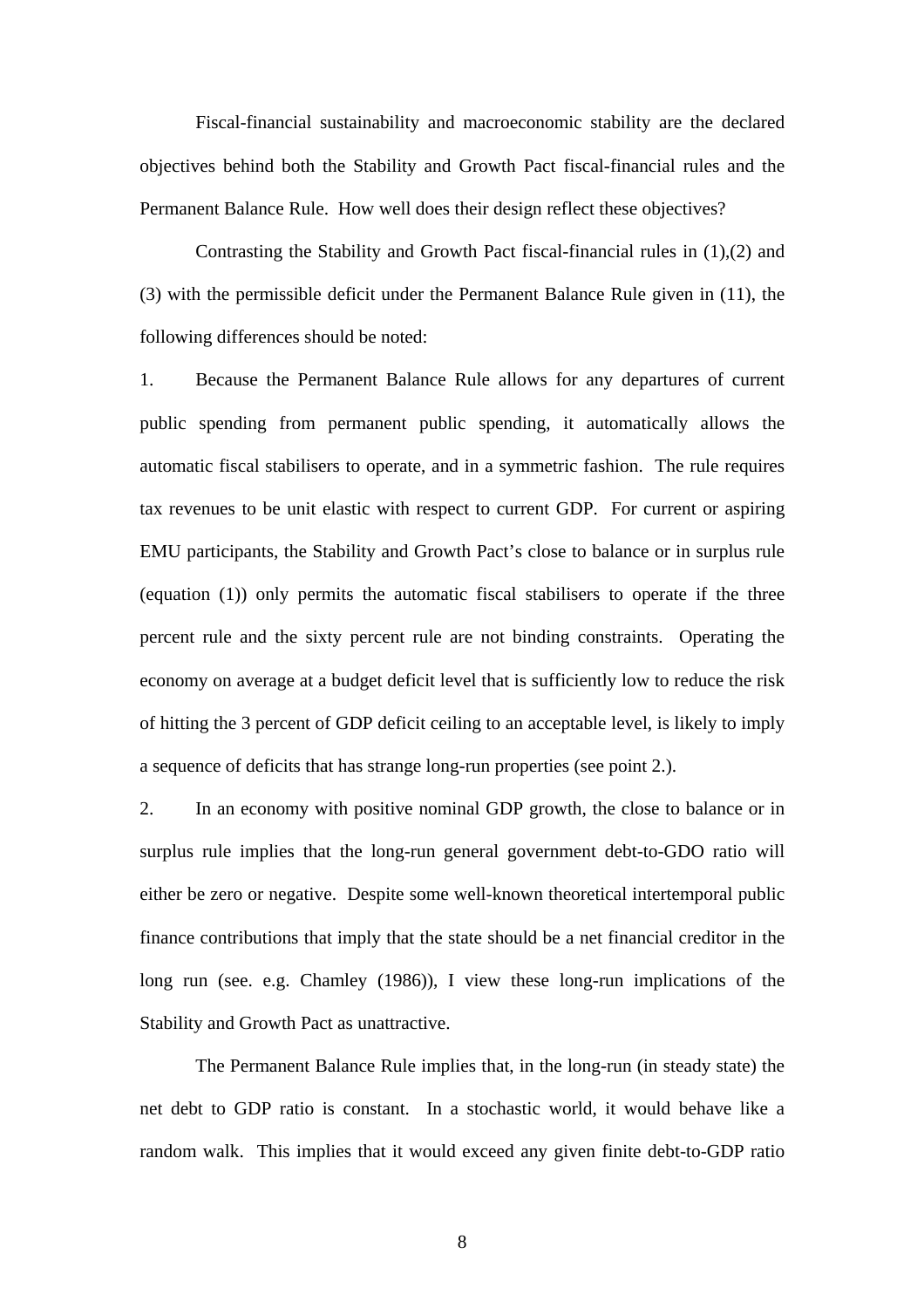Fiscal-financial sustainability and macroeconomic stability are the declared objectives behind both the Stability and Growth Pact fiscal-financial rules and the Permanent Balance Rule. How well does their design reflect these objectives?

Contrasting the Stability and Growth Pact fiscal-financial rules in (1),(2) and (3) with the permissible deficit under the Permanent Balance Rule given in (11), the following differences should be noted:

1. Because the Permanent Balance Rule allows for any departures of current public spending from permanent public spending, it automatically allows the automatic fiscal stabilisers to operate, and in a symmetric fashion. The rule requires tax revenues to be unit elastic with respect to current GDP. For current or aspiring EMU participants, the Stability and Growth Pact's close to balance or in surplus rule (equation (1)) only permits the automatic fiscal stabilisers to operate if the three percent rule and the sixty percent rule are not binding constraints. Operating the economy on average at a budget deficit level that is sufficiently low to reduce the risk of hitting the 3 percent of GDP deficit ceiling to an acceptable level, is likely to imply a sequence of deficits that has strange long-run properties (see point 2.).

2. In an economy with positive nominal GDP growth, the close to balance or in surplus rule implies that the long-run general government debt-to-GDO ratio will either be zero or negative. Despite some well-known theoretical intertemporal public finance contributions that imply that the state should be a net financial creditor in the long run (see. e.g. Chamley (1986)), I view these long-run implications of the Stability and Growth Pact as unattractive.

The Permanent Balance Rule implies that, in the long-run (in steady state) the net debt to GDP ratio is constant. In a stochastic world, it would behave like a random walk. This implies that it would exceed any given finite debt-to-GDP ratio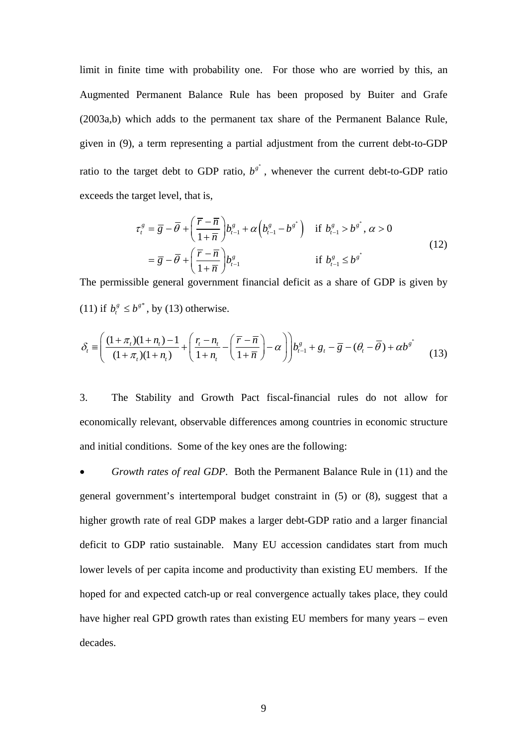limit in finite time with probability one. For those who are worried by this, an Augmented Permanent Balance Rule has been proposed by Buiter and Grafe (2003a,b) which adds to the permanent tax share of the Permanent Balance Rule, given in (9), a term representing a partial adjustment from the current debt-to-GDP ratio to the target debt to GDP ratio, $b^{g^*}$, whenever the current debt-to-GDP ratio exceeds the target level, that is,

$$
\begin{aligned}
\tau_t^g &= \overline{g} - \overline{\theta} + \left(\frac{\overline{r} - \overline{n}}{1+\overline{n}}\right) b_{t-1}^g + \alpha\left(b_{t-1}^g - b^{g^*}\right) \quad \text{if } b_{t-1}^g > b^{g^*},\ \alpha > 0 \\
&= \overline{g} - \overline{\theta} + \left(\frac{\overline{r} - \overline{n}}{1+\overline{n}}\right) b_{t-1}^g \qquad\qquad\qquad\quad \text{if } b_{t-1}^g \leq b^{g^*}
\end{aligned}
\tag{12}
$$

The permissible general government financial deficit as a share of GDP is given by (11) if $b_t^g \leq b^{g^*}$, by (13) otherwise.

$$
\delta_t \equiv \left( \frac{(1+\pi_t)(1+n_t)-1}{(1+\pi_t)(1+n_t)} + \left( \frac{r_t - n_t}{1+n_t} - \left(\frac{\overline{r}-\overline{n}}{1+\overline{n}}\right) - \alpha \right) \right) b_{t-1}^g + g_t - \overline{g} - (\theta_t - \overline{\theta}) + \alpha b^{g^*} \tag{13}
$$

3. The Stability and Growth Pact fiscal-financial rules do not allow for economically relevant, observable differences among countries in economic structure and initial conditions. Some of the key ones are the following:

- *Growth rates of real GDP*. Both the Permanent Balance Rule in (11) and the general government's intertemporal budget constraint in (5) or (8), suggest that a higher growth rate of real GDP makes a larger debt-GDP ratio and a larger financial deficit to GDP ratio sustainable. Many EU accession candidates start from much lower levels of per capita income and productivity than existing EU members. If the hoped for and expected catch-up or real convergence actually takes place, they could have higher real GPD growth rates than existing EU members for many years – even decades.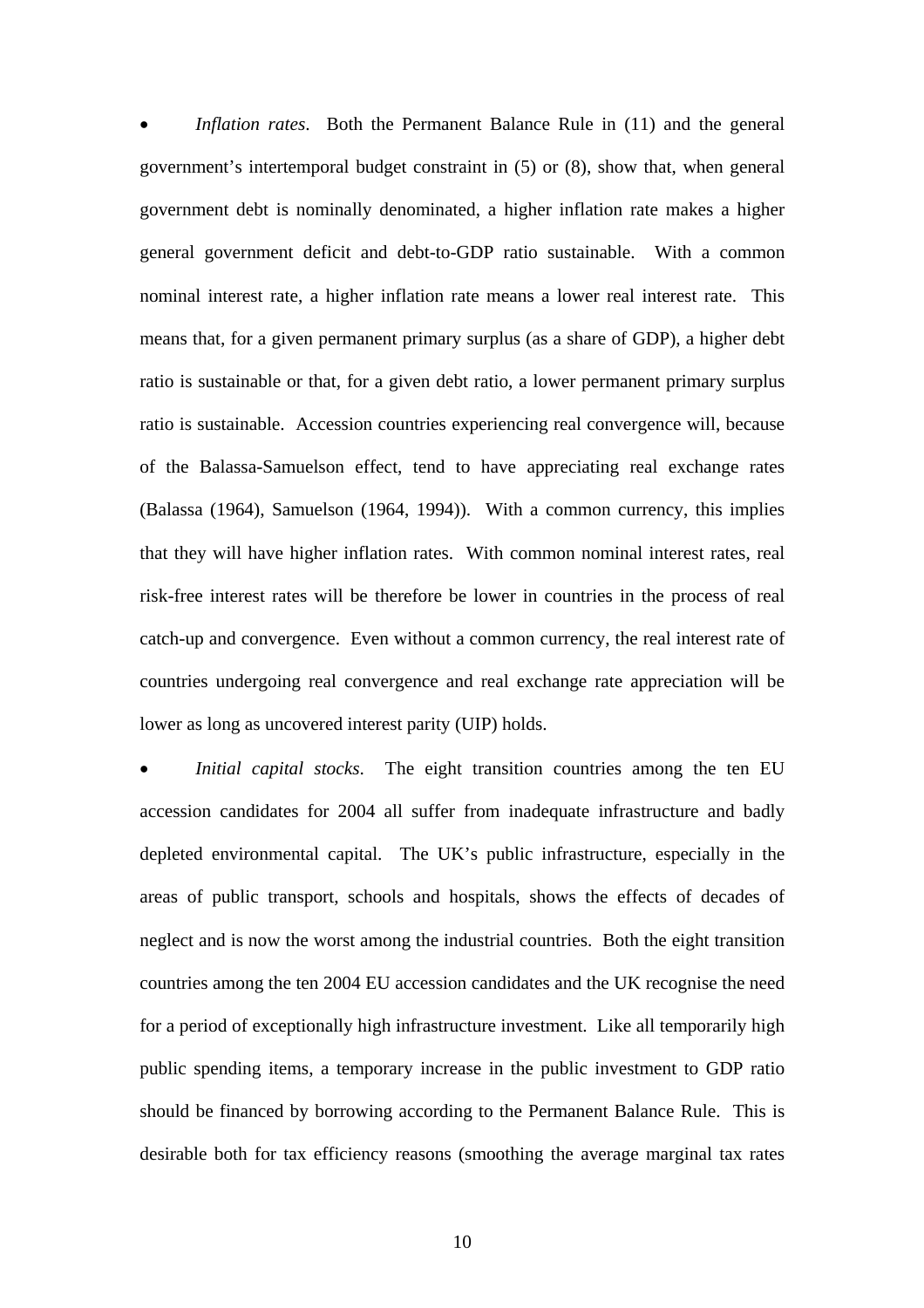- *Inflation rates*. Both the Permanent Balance Rule in (11) and the general government's intertemporal budget constraint in (5) or (8), show that, when general government debt is nominally denominated, a higher inflation rate makes a higher general government deficit and debt-to-GDP ratio sustainable. With a common nominal interest rate, a higher inflation rate means a lower real interest rate. This means that, for a given permanent primary surplus (as a share of GDP), a higher debt ratio is sustainable or that, for a given debt ratio, a lower permanent primary surplus ratio is sustainable. Accession countries experiencing real convergence will, because of the Balassa-Samuelson effect, tend to have appreciating real exchange rates (Balassa (1964), Samuelson (1964, 1994)). With a common currency, this implies that they will have higher inflation rates. With common nominal interest rates, real risk-free interest rates will be therefore be lower in countries in the process of real catch-up and convergence. Even without a common currency, the real interest rate of countries undergoing real convergence and real exchange rate appreciation will be lower as long as uncovered interest parity (UIP) holds.

- *Initial capital stocks*. The eight transition countries among the ten EU accession candidates for 2004 all suffer from inadequate infrastructure and badly depleted environmental capital. The UK's public infrastructure, especially in the areas of public transport, schools and hospitals, shows the effects of decades of neglect and is now the worst among the industrial countries. Both the eight transition countries among the ten 2004 EU accession candidates and the UK recognise the need for a period of exceptionally high infrastructure investment. Like all temporarily high public spending items, a temporary increase in the public investment to GDP ratio should be financed by borrowing according to the Permanent Balance Rule. This is desirable both for tax efficiency reasons (smoothing the average marginal tax rates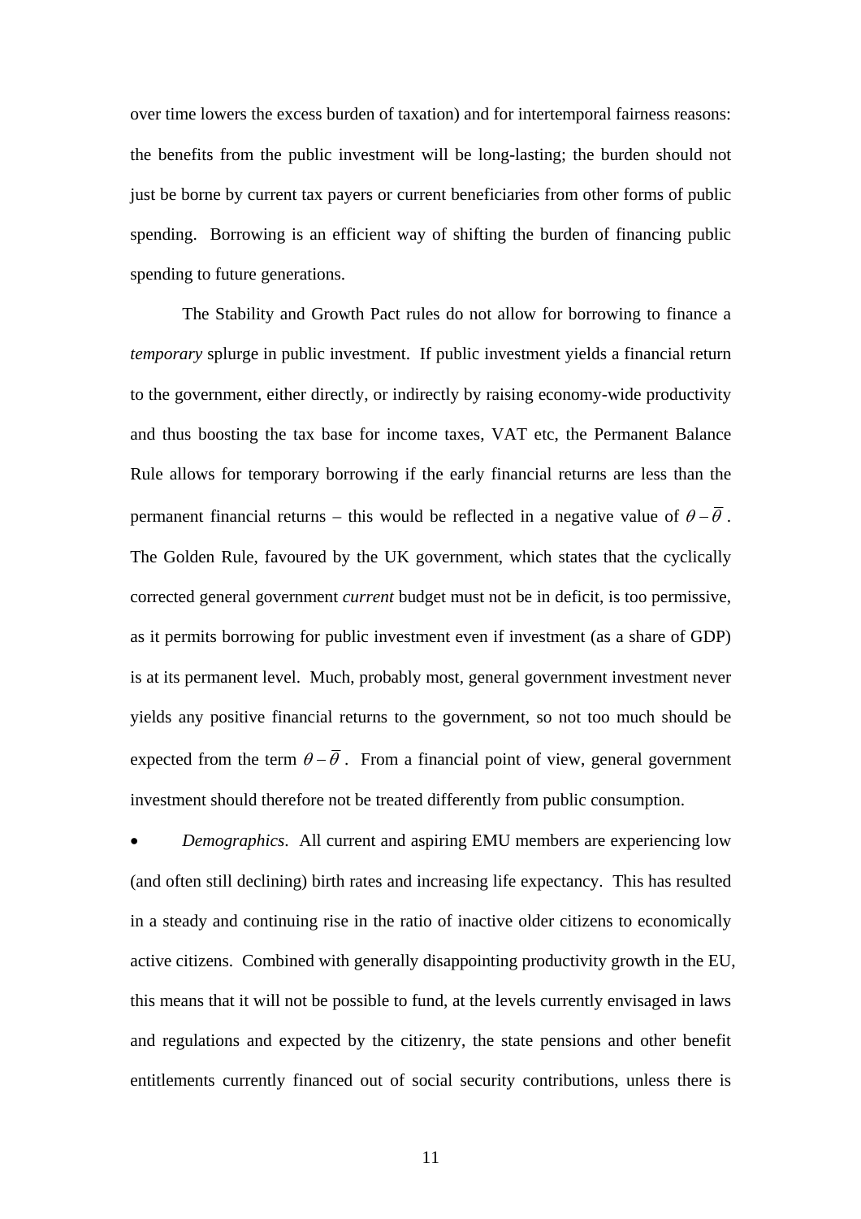over time lowers the excess burden of taxation) and for intertemporal fairness reasons: the benefits from the public investment will be long-lasting; the burden should not just be borne by current tax payers or current beneficiaries from other forms of public spending. Borrowing is an efficient way of shifting the burden of financing public spending to future generations.

The Stability and Growth Pact rules do not allow for borrowing to finance a *temporary* splurge in public investment. If public investment yields a financial return to the government, either directly, or indirectly by raising economy-wide productivity and thus boosting the tax base for income taxes, VAT etc, the Permanent Balance Rule allows for temporary borrowing if the early financial returns are less than the permanent financial returns – this would be reflected in a negative value of $\theta - \bar{\theta}$. The Golden Rule, favoured by the UK government, which states that the cyclically corrected general government *current* budget must not be in deficit, is too permissive, as it permits borrowing for public investment even if investment (as a share of GDP) is at its permanent level. Much, probably most, general government investment never yields any positive financial returns to the government, so not too much should be expected from the term $\theta - \bar{\theta}$. From a financial point of view, general government investment should therefore not be treated differently from public consumption.

- *Demographics*. All current and aspiring EMU members are experiencing low (and often still declining) birth rates and increasing life expectancy. This has resulted in a steady and continuing rise in the ratio of inactive older citizens to economically active citizens. Combined with generally disappointing productivity growth in the EU, this means that it will not be possible to fund, at the levels currently envisaged in laws and regulations and expected by the citizenry, the state pensions and other benefit entitlements currently financed out of social security contributions, unless there is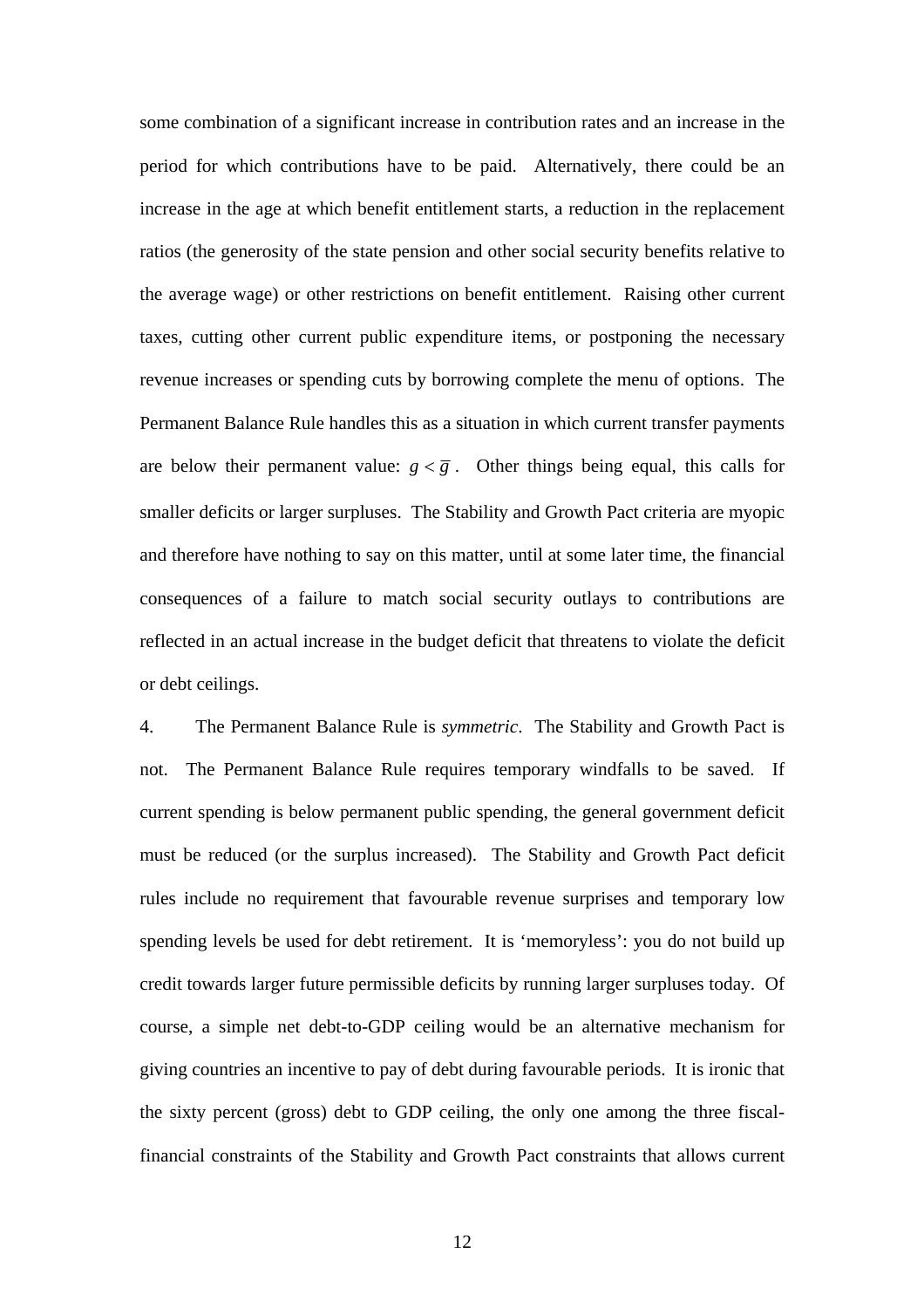some combination of a significant increase in contribution rates and an increase in the period for which contributions have to be paid. Alternatively, there could be an increase in the age at which benefit entitlement starts, a reduction in the replacement ratios (the generosity of the state pension and other social security benefits relative to the average wage) or other restrictions on benefit entitlement. Raising other current taxes, cutting other current public expenditure items, or postponing the necessary revenue increases or spending cuts by borrowing complete the menu of options. The Permanent Balance Rule handles this as a situation in which current transfer payments are below their permanent value: $g < \overline{g}$. Other things being equal, this calls for smaller deficits or larger surpluses. The Stability and Growth Pact criteria are myopic and therefore have nothing to say on this matter, until at some later time, the financial consequences of a failure to match social security outlays to contributions are reflected in an actual increase in the budget deficit that threatens to violate the deficit or debt ceilings.

4. The Permanent Balance Rule is *symmetric*. The Stability and Growth Pact is not. The Permanent Balance Rule requires temporary windfalls to be saved. If current spending is below permanent public spending, the general government deficit must be reduced (or the surplus increased). The Stability and Growth Pact deficit rules include no requirement that favourable revenue surprises and temporary low spending levels be used for debt retirement. It is 'memoryless': you do not build up credit towards larger future permissible deficits by running larger surpluses today. Of course, a simple net debt-to-GDP ceiling would be an alternative mechanism for giving countries an incentive to pay of debt during favourable periods. It is ironic that the sixty percent (gross) debt to GDP ceiling, the only one among the three fiscal-financial constraints of the Stability and Growth Pact constraints that allows current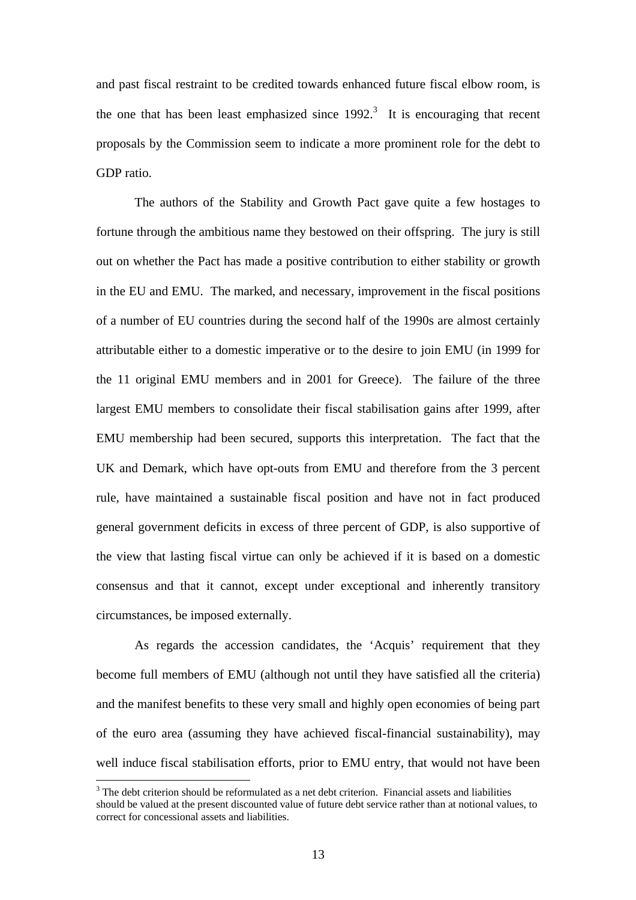and past fiscal restraint to be credited towards enhanced future fiscal elbow room, is the one that has been least emphasized since 1992.[3] It is encouraging that recent proposals by the Commission seem to indicate a more prominent role for the debt to GDP ratio.

The authors of the Stability and Growth Pact gave quite a few hostages to fortune through the ambitious name they bestowed on their offspring. The jury is still out on whether the Pact has made a positive contribution to either stability or growth in the EU and EMU. The marked, and necessary, improvement in the fiscal positions of a number of EU countries during the second half of the 1990s are almost certainly attributable either to a domestic imperative or to the desire to join EMU (in 1999 for the 11 original EMU members and in 2001 for Greece). The failure of the three largest EMU members to consolidate their fiscal stabilisation gains after 1999, after EMU membership had been secured, supports this interpretation. The fact that the UK and Demark, which have opt-outs from EMU and therefore from the 3 percent rule, have maintained a sustainable fiscal position and have not in fact produced general government deficits in excess of three percent of GDP, is also supportive of the view that lasting fiscal virtue can only be achieved if it is based on a domestic consensus and that it cannot, except under exceptional and inherently transitory circumstances, be imposed externally.

As regards the accession candidates, the 'Acquis' requirement that they become full members of EMU (although not until they have satisfied all the criteria) and the manifest benefits to these very small and highly open economies of being part of the euro area (assuming they have achieved fiscal-financial sustainability), may well induce fiscal stabilisation efforts, prior to EMU entry, that would not have been

[3] The debt criterion should be reformulated as a net debt criterion. Financial assets and liabilities should be valued at the present discounted value of future debt service rather than at notional values, to correct for concessional assets and liabilities.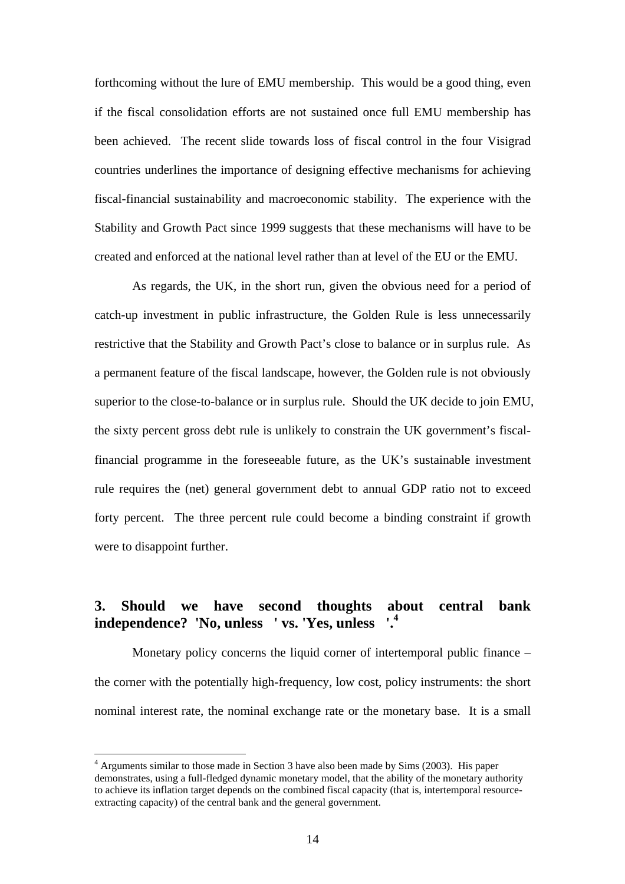forthcoming without the lure of EMU membership. This would be a good thing, even if the fiscal consolidation efforts are not sustained once full EMU membership has been achieved. The recent slide towards loss of fiscal control in the four Visigrad countries underlines the importance of designing effective mechanisms for achieving fiscal-financial sustainability and macroeconomic stability. The experience with the Stability and Growth Pact since 1999 suggests that these mechanisms will have to be created and enforced at the national level rather than at level of the EU or the EMU.

As regards, the UK, in the short run, given the obvious need for a period of catch-up investment in public infrastructure, the Golden Rule is less unnecessarily restrictive that the Stability and Growth Pact's close to balance or in surplus rule. As a permanent feature of the fiscal landscape, however, the Golden rule is not obviously superior to the close-to-balance or in surplus rule. Should the UK decide to join EMU, the sixty percent gross debt rule is unlikely to constrain the UK government's fiscal-financial programme in the foreseeable future, as the UK's sustainable investment rule requires the (net) general government debt to annual GDP ratio not to exceed forty percent. The three percent rule could become a binding constraint if growth were to disappoint further.

## 3. Should we have second thoughts about central bank independence? 'No, unless ' vs. 'Yes, unless '.[4]

Monetary policy concerns the liquid corner of intertemporal public finance – the corner with the potentially high-frequency, low cost, policy instruments: the short nominal interest rate, the nominal exchange rate or the monetary base. It is a small

[4] Arguments similar to those made in Section 3 have also been made by Sims (2003). His paper demonstrates, using a full-fledged dynamic monetary model, that the ability of the monetary authority to achieve its inflation target depends on the combined fiscal capacity (that is, intertemporal resource-extracting capacity) of the central bank and the general government.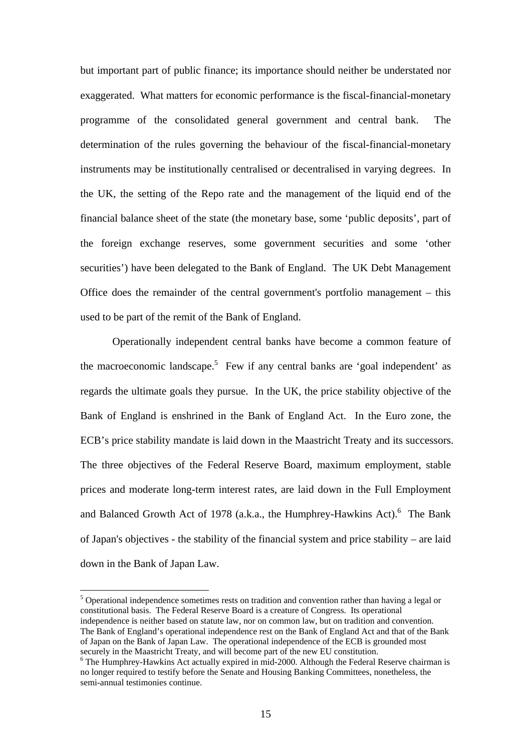but important part of public finance; its importance should neither be understated nor exaggerated. What matters for economic performance is the fiscal-financial-monetary programme of the consolidated general government and central bank. The determination of the rules governing the behaviour of the fiscal-financial-monetary instruments may be institutionally centralised or decentralised in varying degrees. In the UK, the setting of the Repo rate and the management of the liquid end of the financial balance sheet of the state (the monetary base, some 'public deposits', part of the foreign exchange reserves, some government securities and some 'other securities') have been delegated to the Bank of England. The UK Debt Management Office does the remainder of the central government's portfolio management – this used to be part of the remit of the Bank of England.

Operationally independent central banks have become a common feature of the macroeconomic landscape.[5] Few if any central banks are 'goal independent' as regards the ultimate goals they pursue. In the UK, the price stability objective of the Bank of England is enshrined in the Bank of England Act. In the Euro zone, the ECB's price stability mandate is laid down in the Maastricht Treaty and its successors. The three objectives of the Federal Reserve Board, maximum employment, stable prices and moderate long-term interest rates, are laid down in the Full Employment and Balanced Growth Act of 1978 (a.k.a., the Humphrey-Hawkins Act).[6] The Bank of Japan's objectives - the stability of the financial system and price stability – are laid down in the Bank of Japan Law.

---

[5] Operational independence sometimes rests on tradition and convention rather than having a legal or constitutional basis. The Federal Reserve Board is a creature of Congress. Its operational independence is neither based on statute law, nor on common law, but on tradition and convention. The Bank of England's operational independence rest on the Bank of England Act and that of the Bank of Japan on the Bank of Japan Law. The operational independence of the ECB is grounded most securely in the Maastricht Treaty, and will become part of the new EU constitution.

[6] The Humphrey-Hawkins Act actually expired in mid-2000. Although the Federal Reserve chairman is no longer required to testify before the Senate and Housing Banking Committees, nonetheless, the semi-annual testimonies continue.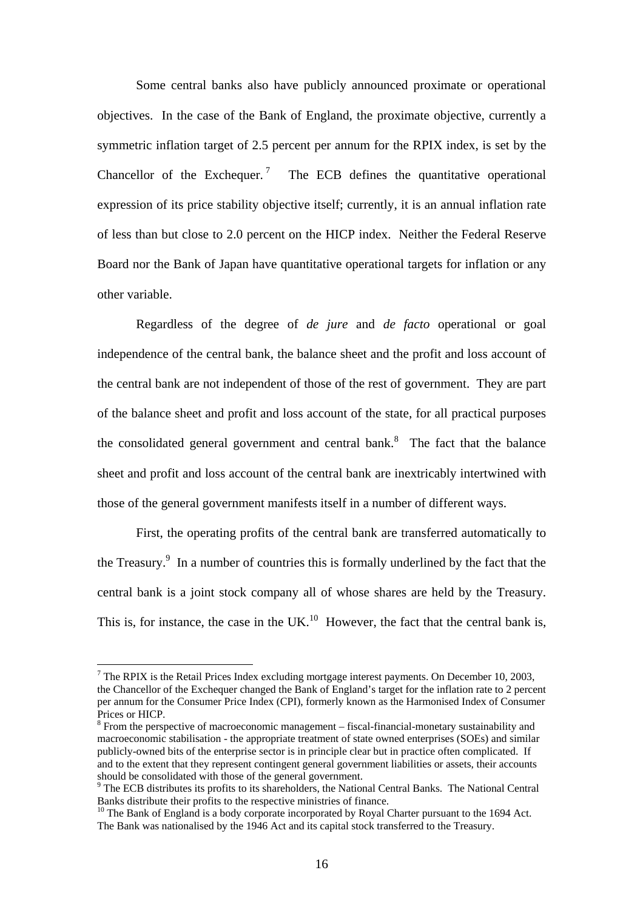Some central banks also have publicly announced proximate or operational objectives. In the case of the Bank of England, the proximate objective, currently a symmetric inflation target of 2.5 percent per annum for the RPIX index, is set by the Chancellor of the Exchequer.[7] The ECB defines the quantitative operational expression of its price stability objective itself; currently, it is an annual inflation rate of less than but close to 2.0 percent on the HICP index. Neither the Federal Reserve Board nor the Bank of Japan have quantitative operational targets for inflation or any other variable.

Regardless of the degree of *de jure* and *de facto* operational or goal independence of the central bank, the balance sheet and the profit and loss account of the central bank are not independent of those of the rest of government. They are part of the balance sheet and profit and loss account of the state, for all practical purposes the consolidated general government and central bank.[8] The fact that the balance sheet and profit and loss account of the central bank are inextricably intertwined with those of the general government manifests itself in a number of different ways.

First, the operating profits of the central bank are transferred automatically to the Treasury.[9] In a number of countries this is formally underlined by the fact that the central bank is a joint stock company all of whose shares are held by the Treasury. This is, for instance, the case in the UK.[10] However, the fact that the central bank is,

---

[7] The RPIX is the Retail Prices Index excluding mortgage interest payments. On December 10, 2003, the Chancellor of the Exchequer changed the Bank of England's target for the inflation rate to 2 percent per annum for the Consumer Price Index (CPI), formerly known as the Harmonised Index of Consumer Prices or HICP.

[8] From the perspective of macroeconomic management – fiscal-financial-monetary sustainability and macroeconomic stabilisation - the appropriate treatment of state owned enterprises (SOEs) and similar publicly-owned bits of the enterprise sector is in principle clear but in practice often complicated. If and to the extent that they represent contingent general government liabilities or assets, their accounts should be consolidated with those of the general government.

[9] The ECB distributes its profits to its shareholders, the National Central Banks. The National Central Banks distribute their profits to the respective ministries of finance.

[10] The Bank of England is a body corporate incorporated by Royal Charter pursuant to the 1694 Act. The Bank was nationalised by the 1946 Act and its capital stock transferred to the Treasury.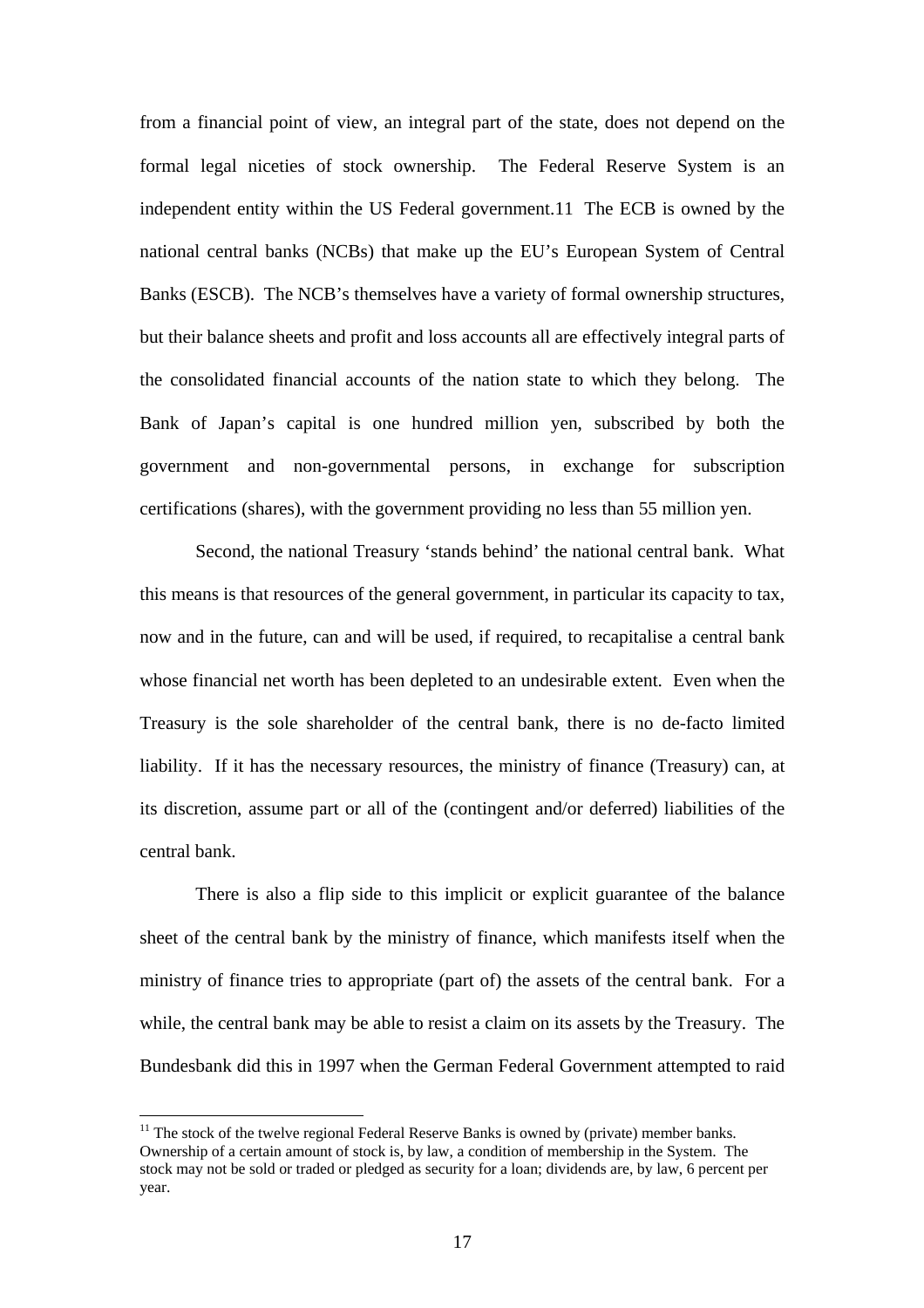from a financial point of view, an integral part of the state, does not depend on the formal legal niceties of stock ownership. The Federal Reserve System is an independent entity within the US Federal government.11 The ECB is owned by the national central banks (NCBs) that make up the EU's European System of Central Banks (ESCB). The NCB's themselves have a variety of formal ownership structures, but their balance sheets and profit and loss accounts all are effectively integral parts of the consolidated financial accounts of the nation state to which they belong. The Bank of Japan's capital is one hundred million yen, subscribed by both the government and non-governmental persons, in exchange for subscription certifications (shares), with the government providing no less than 55 million yen.

Second, the national Treasury 'stands behind' the national central bank. What this means is that resources of the general government, in particular its capacity to tax, now and in the future, can and will be used, if required, to recapitalise a central bank whose financial net worth has been depleted to an undesirable extent. Even when the Treasury is the sole shareholder of the central bank, there is no de-facto limited liability. If it has the necessary resources, the ministry of finance (Treasury) can, at its discretion, assume part or all of the (contingent and/or deferred) liabilities of the central bank.

There is also a flip side to this implicit or explicit guarantee of the balance sheet of the central bank by the ministry of finance, which manifests itself when the ministry of finance tries to appropriate (part of) the assets of the central bank. For a while, the central bank may be able to resist a claim on its assets by the Treasury. The Bundesbank did this in 1997 when the German Federal Government attempted to raid

[11] The stock of the twelve regional Federal Reserve Banks is owned by (private) member banks. Ownership of a certain amount of stock is, by law, a condition of membership in the System. The stock may not be sold or traded or pledged as security for a loan; dividends are, by law, 6 percent per year.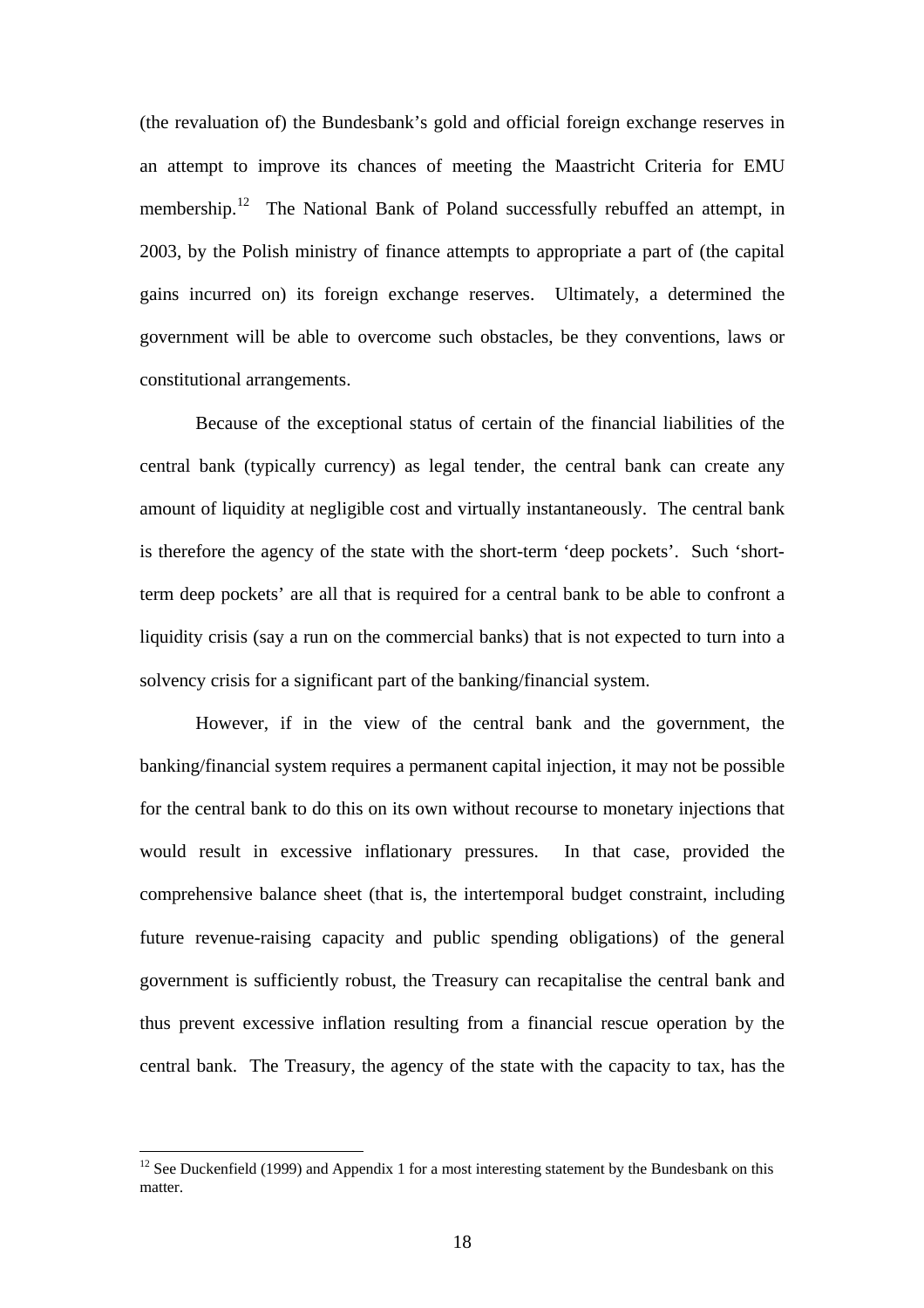(the revaluation of) the Bundesbank's gold and official foreign exchange reserves in an attempt to improve its chances of meeting the Maastricht Criteria for EMU membership.[12] The National Bank of Poland successfully rebuffed an attempt, in 2003, by the Polish ministry of finance attempts to appropriate a part of (the capital gains incurred on) its foreign exchange reserves. Ultimately, a determined the government will be able to overcome such obstacles, be they conventions, laws or constitutional arrangements.

Because of the exceptional status of certain of the financial liabilities of the central bank (typically currency) as legal tender, the central bank can create any amount of liquidity at negligible cost and virtually instantaneously. The central bank is therefore the agency of the state with the short-term 'deep pockets'. Such 'short-term deep pockets' are all that is required for a central bank to be able to confront a liquidity crisis (say a run on the commercial banks) that is not expected to turn into a solvency crisis for a significant part of the banking/financial system.

However, if in the view of the central bank and the government, the banking/financial system requires a permanent capital injection, it may not be possible for the central bank to do this on its own without recourse to monetary injections that would result in excessive inflationary pressures. In that case, provided the comprehensive balance sheet (that is, the intertemporal budget constraint, including future revenue-raising capacity and public spending obligations) of the general government is sufficiently robust, the Treasury can recapitalise the central bank and thus prevent excessive inflation resulting from a financial rescue operation by the central bank. The Treasury, the agency of the state with the capacity to tax, has the

[12] See Duckenfield (1999) and Appendix 1 for a most interesting statement by the Bundesbank on this matter.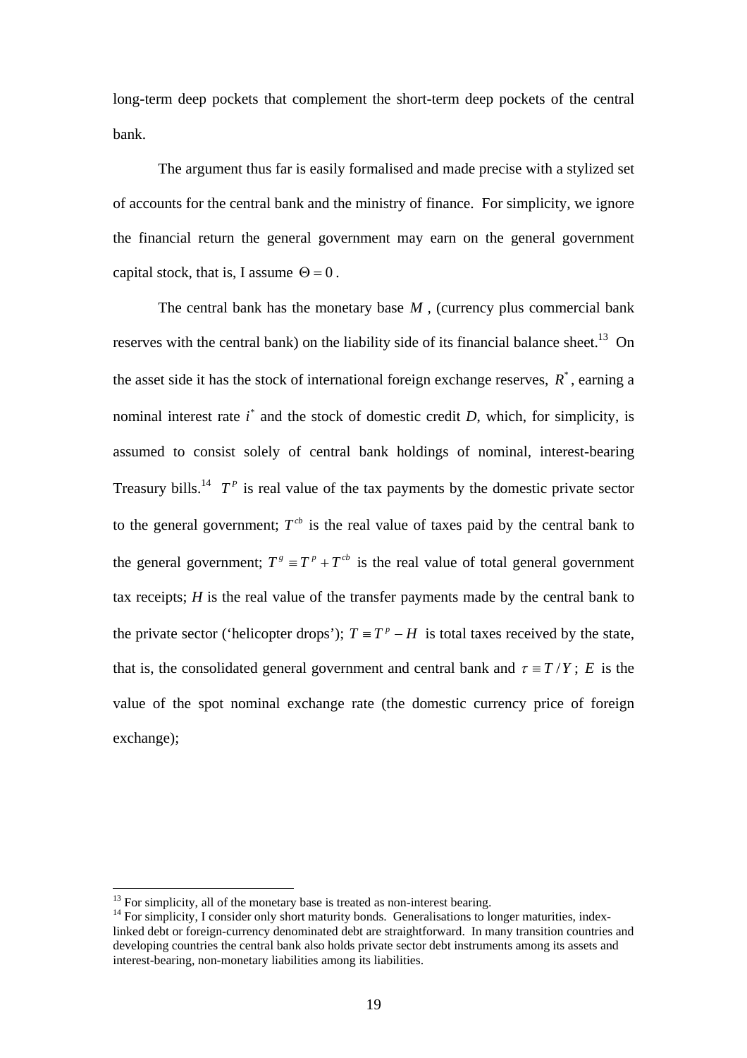long-term deep pockets that complement the short-term deep pockets of the central bank.

The argument thus far is easily formalised and made precise with a stylized set of accounts for the central bank and the ministry of finance. For simplicity, we ignore the financial return the general government may earn on the general government capital stock, that is, I assume $\Theta = 0$.

The central bank has the monetary base $M$, (currency plus commercial bank reserves with the central bank) on the liability side of its financial balance sheet.[13] On the asset side it has the stock of international foreign exchange reserves, $R^*$, earning a nominal interest rate $i^*$ and the stock of domestic credit $D$, which, for simplicity, is assumed to consist solely of central bank holdings of nominal, interest-bearing Treasury bills.[14] $T^p$ is real value of the tax payments by the domestic private sector to the general government; $T^{cb}$ is the real value of taxes paid by the central bank to the general government; $T^g \equiv T^p + T^{cb}$ is the real value of total general government tax receipts; $H$ is the real value of the transfer payments made by the central bank to the private sector ('helicopter drops'); $T \equiv T^p - H$ is total taxes received by the state, that is, the consolidated general government and central bank and $\tau \equiv T/Y$; $E$ is the value of the spot nominal exchange rate (the domestic currency price of foreign exchange);

[13] For simplicity, all of the monetary base is treated as non-interest bearing.

[14] For simplicity, I consider only short maturity bonds. Generalisations to longer maturities, index-linked debt or foreign-currency denominated debt are straightforward. In many transition countries and developing countries the central bank also holds private sector debt instruments among its assets and interest-bearing, non-monetary liabilities among its liabilities.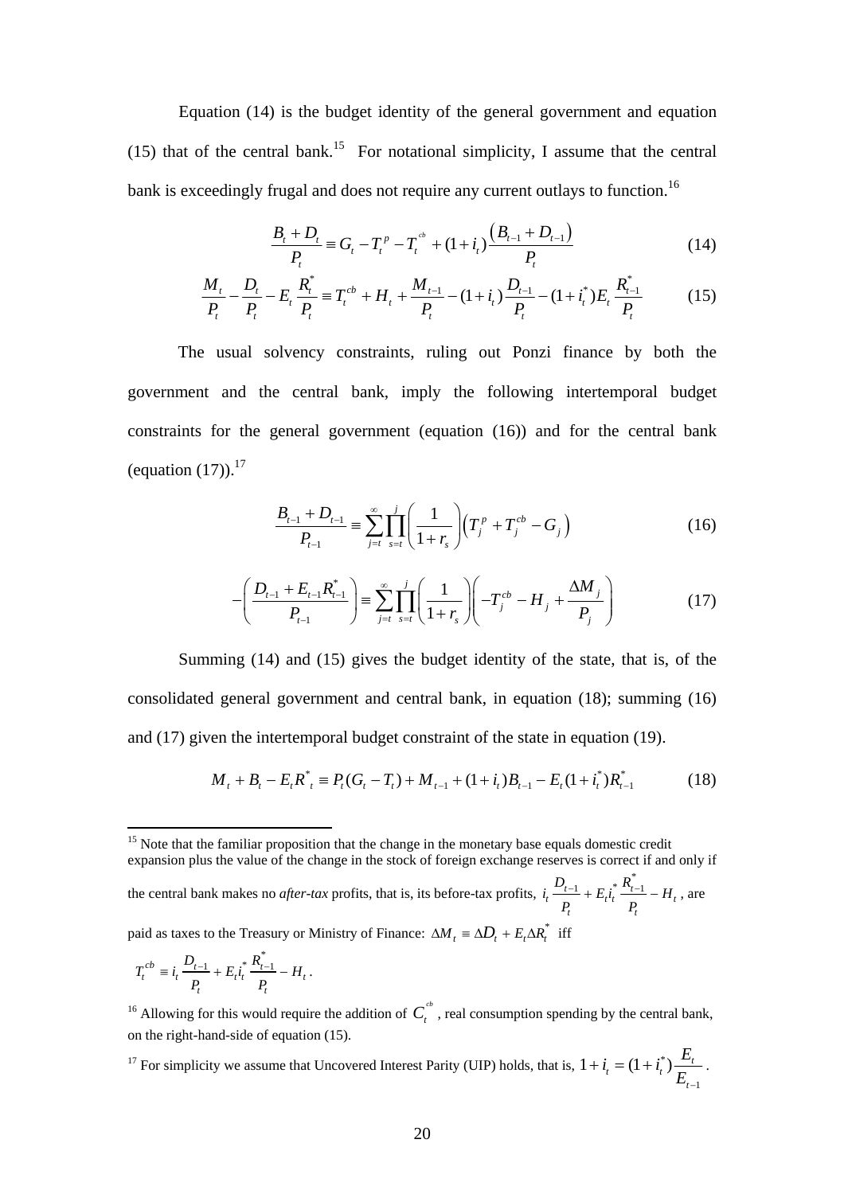Equation (14) is the budget identity of the general government and equation (15) that of the central bank.[15] For notational simplicity, I assume that the central bank is exceedingly frugal and does not require any current outlays to function.[16]

$$\frac{B_t + D_t}{P_t} \equiv G_t - T_t^p - T_t^{cb} + (1+i_t)\frac{\left(B_{t-1} + D_{t-1}\right)}{P_t} \tag{14}$$

$$\frac{M_t}{P_t} - \frac{D_t}{P_t} - E_t\frac{R_t^*}{P_t} \equiv T_t^{cb} + H_t + \frac{M_{t-1}}{P_t} - (1+i_t)\frac{D_{t-1}}{P_t} - (1+i_t^*)E_t\frac{R_{t-1}^*}{P_t} \tag{15}$$

The usual solvency constraints, ruling out Ponzi finance by both the government and the central bank, imply the following intertemporal budget constraints for the general government (equation (16)) and for the central bank (equation (17)).[17]

$$\frac{B_{t-1} + D_{t-1}}{P_{t-1}} \equiv \sum_{j=t}^{\infty}\prod_{s=t}^{j}\left(\frac{1}{1+r_s}\right)\left(T_j^p + T_j^{cb} - G_j\right) \tag{16}$$

$$-\left(\frac{D_{t-1} + E_{t-1}R_{t-1}^*}{P_{t-1}}\right) \equiv \sum_{j=t}^{\infty}\prod_{s=t}^{j}\left(\frac{1}{1+r_s}\right)\left(-T_j^{cb} - H_j + \frac{\Delta M_j}{P_j}\right) \tag{17}$$

Summing (14) and (15) gives the budget identity of the state, that is, of the consolidated general government and central bank, in equation (18); summing (16) and (17) given the intertemporal budget constraint of the state in equation (19).

$$M_t + B_t - E_tR_t^* \equiv P_t(G_t - T_t) + M_{t-1} + (1+i_t)B_{t-1} - E_t(1+i_t^*)R_{t-1}^* \tag{18}$$

---

[15] Note that the familiar proposition that the change in the monetary base equals domestic credit expansion plus the value of the change in the stock of foreign exchange reserves is correct if and only if the central bank makes no *after-tax* profits, that is, its before-tax profits, $i_t\frac{D_{t-1}}{P_t} + E_ti_t^*\frac{R_{t-1}^*}{P_t} - H_t$, are paid as taxes to the Treasury or Ministry of Finance: $\Delta M_t \equiv \Delta D_t + E_t\Delta R_t^*$ iff

$$T_t^{cb} \equiv i_t\frac{D_{t-1}}{P_t} + E_ti_t^*\frac{R_{t-1}^*}{P_t} - H_t.$$

[16] Allowing for this would require the addition of $C_t^{cb}$, real consumption spending by the central bank, on the right-hand-side of equation (15).

[17] For simplicity we assume that Uncovered Interest Parity (UIP) holds, that is, $1 + i_t = (1+i_t^*)\frac{E_t}{E_{t-1}}$.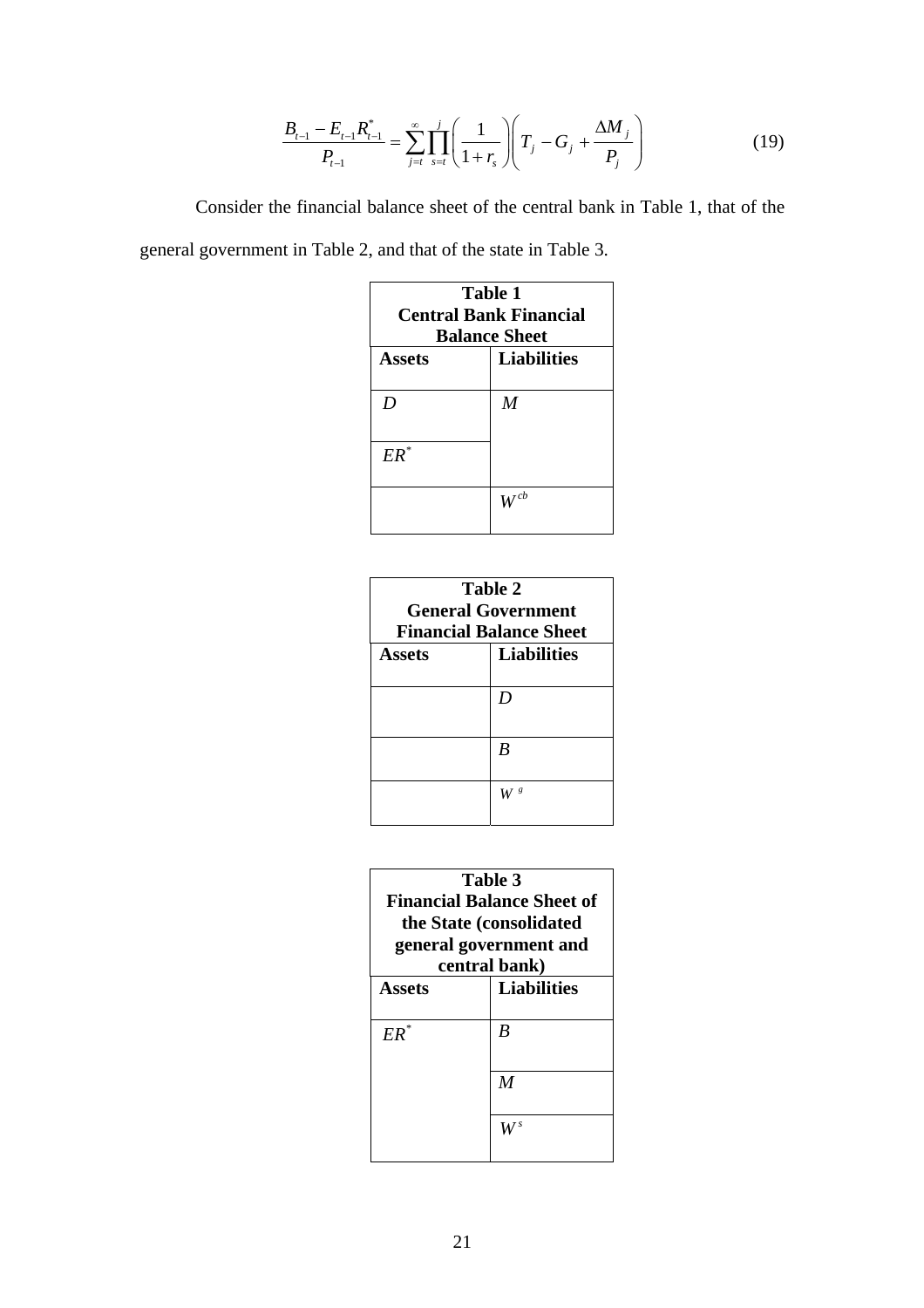$$\frac{B_{t-1} - E_{t-1}R^*_{t-1}}{P_{t-1}} = \sum_{j=t}^{\infty}\prod_{s=t}^{j}\left(\frac{1}{1+r_s}\right)\left(T_j - G_j + \frac{\Delta M_j}{P_j}\right) \tag{19}$$

Consider the financial balance sheet of the central bank in Table 1, that of the general government in Table 2, and that of the state in Table 3.

**Table 1**
**Central Bank Financial Balance Sheet**

| Assets | Liabilities |
|---|---|
| $D$ | $M$ |
| $ER^*$ | |
| | $W^{cb}$ |

**Table 2**
**General Government Financial Balance Sheet**

| Assets | Liabilities |
|---|---|
| | $D$ |
| | $B$ |
| | $W^g$ |

**Table 3**
**Financial Balance Sheet of the State (consolidated general government and central bank)**

| Assets | Liabilities |
|---|---|
| $ER^*$ | $B$ |
| | $M$ |
| | $W^s$ |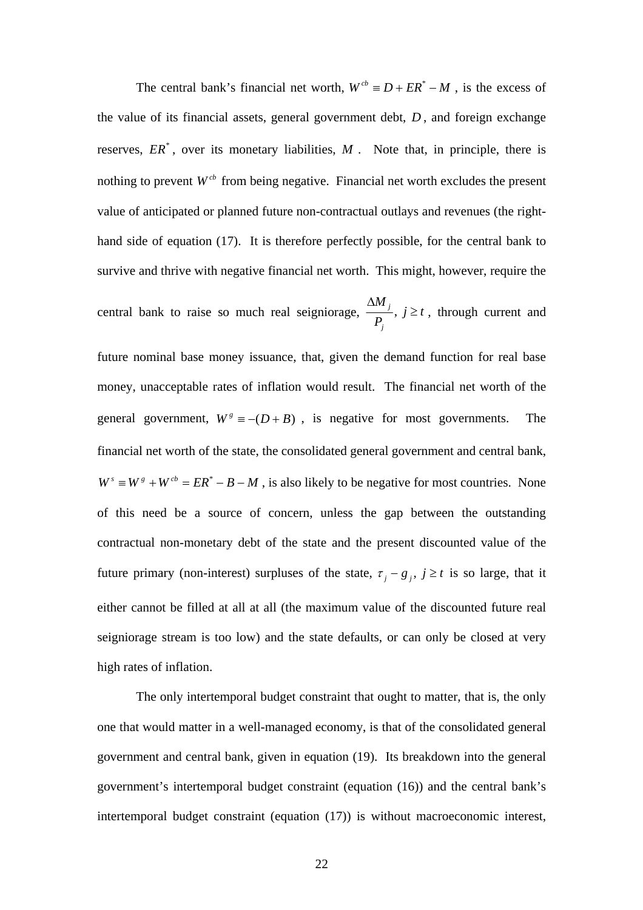The central bank's financial net worth, $W^{cb} \equiv D + ER^* - M$ , is the excess of the value of its financial assets, general government debt, $D$, and foreign exchange reserves, $ER^*$, over its monetary liabilities, $M$. Note that, in principle, there is nothing to prevent $W^{cb}$ from being negative. Financial net worth excludes the present value of anticipated or planned future non-contractual outlays and revenues (the right-hand side of equation (17). It is therefore perfectly possible, for the central bank to survive and thrive with negative financial net worth. This might, however, require the central bank to raise so much real seigniorage, $\frac{\Delta M_j}{P_j},\ j \geq t$, through current and future nominal base money issuance, that, given the demand function for real base money, unacceptable rates of inflation would result. The financial net worth of the general government, $W^g \equiv -(D+B)$ , is negative for most governments. The financial net worth of the state, the consolidated general government and central bank, $W^s \equiv W^g + W^{cb} = ER^* - B - M$ , is also likely to be negative for most countries. None of this need be a source of concern, unless the gap between the outstanding contractual non-monetary debt of the state and the present discounted value of the future primary (non-interest) surpluses of the state, $\tau_j - g_j,\ j \geq t$ is so large, that it either cannot be filled at all at all (the maximum value of the discounted future real seigniorage stream is too low) and the state defaults, or can only be closed at very high rates of inflation.

The only intertemporal budget constraint that ought to matter, that is, the only one that would matter in a well-managed economy, is that of the consolidated general government and central bank, given in equation (19). Its breakdown into the general government's intertemporal budget constraint (equation (16)) and the central bank's intertemporal budget constraint (equation (17)) is without macroeconomic interest,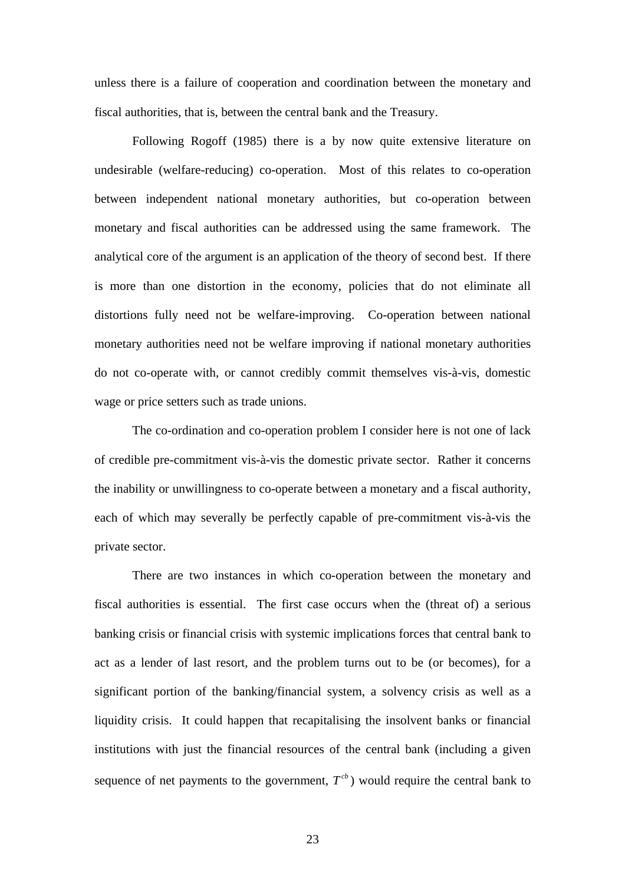unless there is a failure of cooperation and coordination between the monetary and fiscal authorities, that is, between the central bank and the Treasury.

Following Rogoff (1985) there is a by now quite extensive literature on undesirable (welfare-reducing) co-operation. Most of this relates to co-operation between independent national monetary authorities, but co-operation between monetary and fiscal authorities can be addressed using the same framework. The analytical core of the argument is an application of the theory of second best. If there is more than one distortion in the economy, policies that do not eliminate all distortions fully need not be welfare-improving. Co-operation between national monetary authorities need not be welfare improving if national monetary authorities do not co-operate with, or cannot credibly commit themselves vis-à-vis, domestic wage or price setters such as trade unions.

The co-ordination and co-operation problem I consider here is not one of lack of credible pre-commitment vis-à-vis the domestic private sector. Rather it concerns the inability or unwillingness to co-operate between a monetary and a fiscal authority, each of which may severally be perfectly capable of pre-commitment vis-à-vis the private sector.

There are two instances in which co-operation between the monetary and fiscal authorities is essential. The first case occurs when the (threat of) a serious banking crisis or financial crisis with systemic implications forces that central bank to act as a lender of last resort, and the problem turns out to be (or becomes), for a significant portion of the banking/financial system, a solvency crisis as well as a liquidity crisis. It could happen that recapitalising the insolvent banks or financial institutions with just the financial resources of the central bank (including a given sequence of net payments to the government, $T^{cb}$) would require the central bank to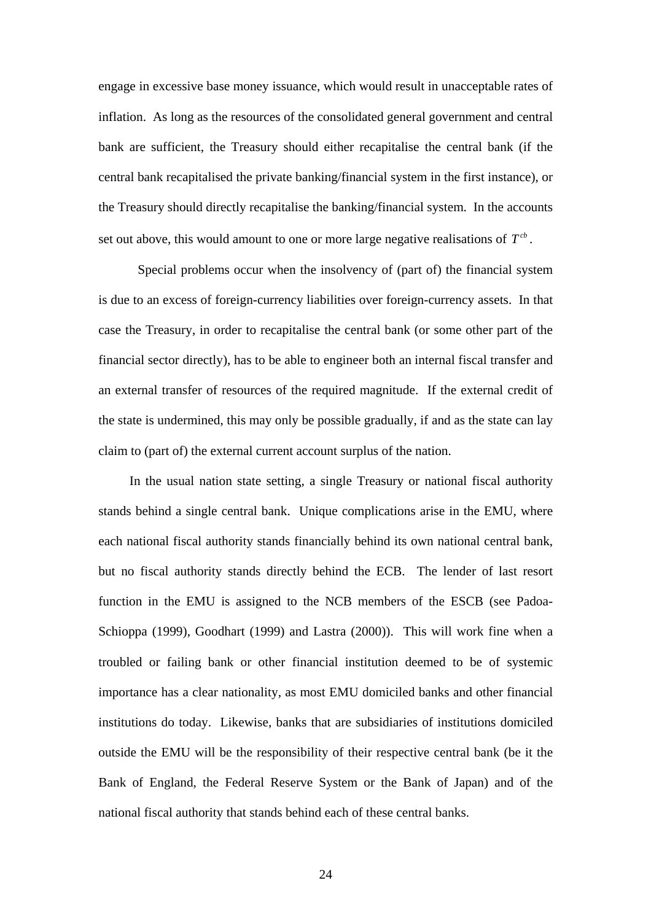engage in excessive base money issuance, which would result in unacceptable rates of inflation. As long as the resources of the consolidated general government and central bank are sufficient, the Treasury should either recapitalise the central bank (if the central bank recapitalised the private banking/financial system in the first instance), or the Treasury should directly recapitalise the banking/financial system. In the accounts set out above, this would amount to one or more large negative realisations of $T^{cb}$.

Special problems occur when the insolvency of (part of) the financial system is due to an excess of foreign-currency liabilities over foreign-currency assets. In that case the Treasury, in order to recapitalise the central bank (or some other part of the financial sector directly), has to be able to engineer both an internal fiscal transfer and an external transfer of resources of the required magnitude. If the external credit of the state is undermined, this may only be possible gradually, if and as the state can lay claim to (part of) the external current account surplus of the nation.

In the usual nation state setting, a single Treasury or national fiscal authority stands behind a single central bank. Unique complications arise in the EMU, where each national fiscal authority stands financially behind its own national central bank, but no fiscal authority stands directly behind the ECB. The lender of last resort function in the EMU is assigned to the NCB members of the ESCB (see Padoa-Schioppa (1999), Goodhart (1999) and Lastra (2000)). This will work fine when a troubled or failing bank or other financial institution deemed to be of systemic importance has a clear nationality, as most EMU domiciled banks and other financial institutions do today. Likewise, banks that are subsidiaries of institutions domiciled outside the EMU will be the responsibility of their respective central bank (be it the Bank of England, the Federal Reserve System or the Bank of Japan) and of the national fiscal authority that stands behind each of these central banks.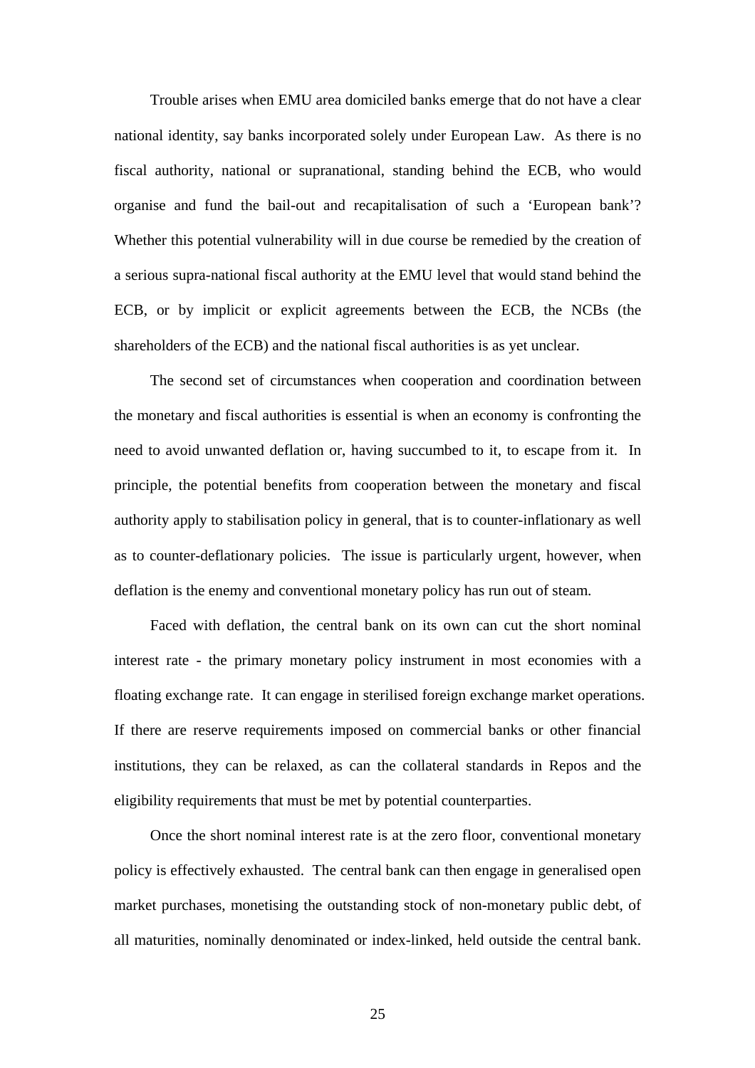Trouble arises when EMU area domiciled banks emerge that do not have a clear national identity, say banks incorporated solely under European Law. As there is no fiscal authority, national or supranational, standing behind the ECB, who would organise and fund the bail-out and recapitalisation of such a 'European bank'? Whether this potential vulnerability will in due course be remedied by the creation of a serious supra-national fiscal authority at the EMU level that would stand behind the ECB, or by implicit or explicit agreements between the ECB, the NCBs (the shareholders of the ECB) and the national fiscal authorities is as yet unclear.

The second set of circumstances when cooperation and coordination between the monetary and fiscal authorities is essential is when an economy is confronting the need to avoid unwanted deflation or, having succumbed to it, to escape from it. In principle, the potential benefits from cooperation between the monetary and fiscal authority apply to stabilisation policy in general, that is to counter-inflationary as well as to counter-deflationary policies. The issue is particularly urgent, however, when deflation is the enemy and conventional monetary policy has run out of steam.

Faced with deflation, the central bank on its own can cut the short nominal interest rate - the primary monetary policy instrument in most economies with a floating exchange rate. It can engage in sterilised foreign exchange market operations. If there are reserve requirements imposed on commercial banks or other financial institutions, they can be relaxed, as can the collateral standards in Repos and the eligibility requirements that must be met by potential counterparties.

Once the short nominal interest rate is at the zero floor, conventional monetary policy is effectively exhausted. The central bank can then engage in generalised open market purchases, monetising the outstanding stock of non-monetary public debt, of all maturities, nominally denominated or index-linked, held outside the central bank.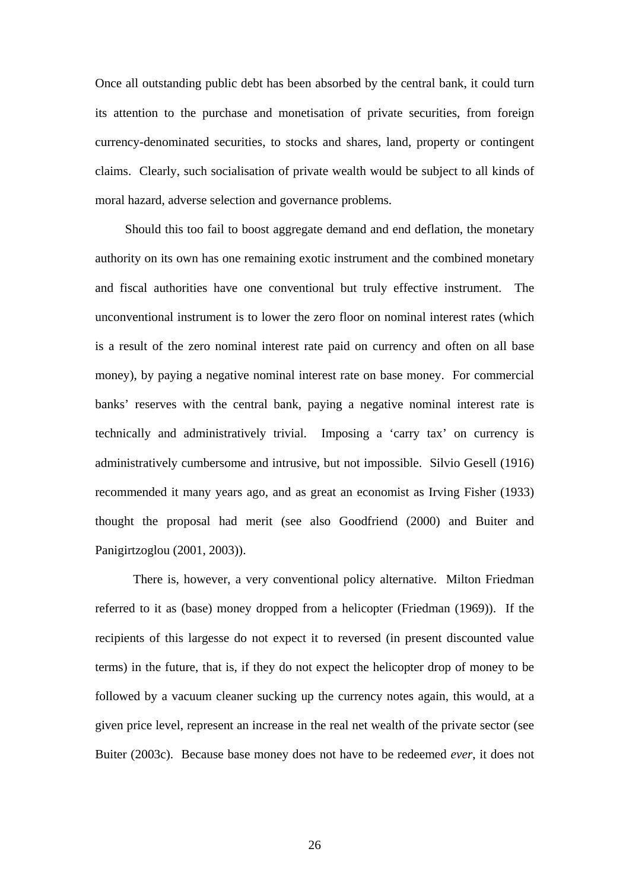Once all outstanding public debt has been absorbed by the central bank, it could turn its attention to the purchase and monetisation of private securities, from foreign currency-denominated securities, to stocks and shares, land, property or contingent claims. Clearly, such socialisation of private wealth would be subject to all kinds of moral hazard, adverse selection and governance problems.

Should this too fail to boost aggregate demand and end deflation, the monetary authority on its own has one remaining exotic instrument and the combined monetary and fiscal authorities have one conventional but truly effective instrument. The unconventional instrument is to lower the zero floor on nominal interest rates (which is a result of the zero nominal interest rate paid on currency and often on all base money), by paying a negative nominal interest rate on base money. For commercial banks' reserves with the central bank, paying a negative nominal interest rate is technically and administratively trivial. Imposing a 'carry tax' on currency is administratively cumbersome and intrusive, but not impossible. Silvio Gesell (1916) recommended it many years ago, and as great an economist as Irving Fisher (1933) thought the proposal had merit (see also Goodfriend (2000) and Buiter and Panigirtzoglou (2001, 2003)).

There is, however, a very conventional policy alternative. Milton Friedman referred to it as (base) money dropped from a helicopter (Friedman (1969)). If the recipients of this largesse do not expect it to reversed (in present discounted value terms) in the future, that is, if they do not expect the helicopter drop of money to be followed by a vacuum cleaner sucking up the currency notes again, this would, at a given price level, represent an increase in the real net wealth of the private sector (see Buiter (2003c). Because base money does not have to be redeemed *ever*, it does not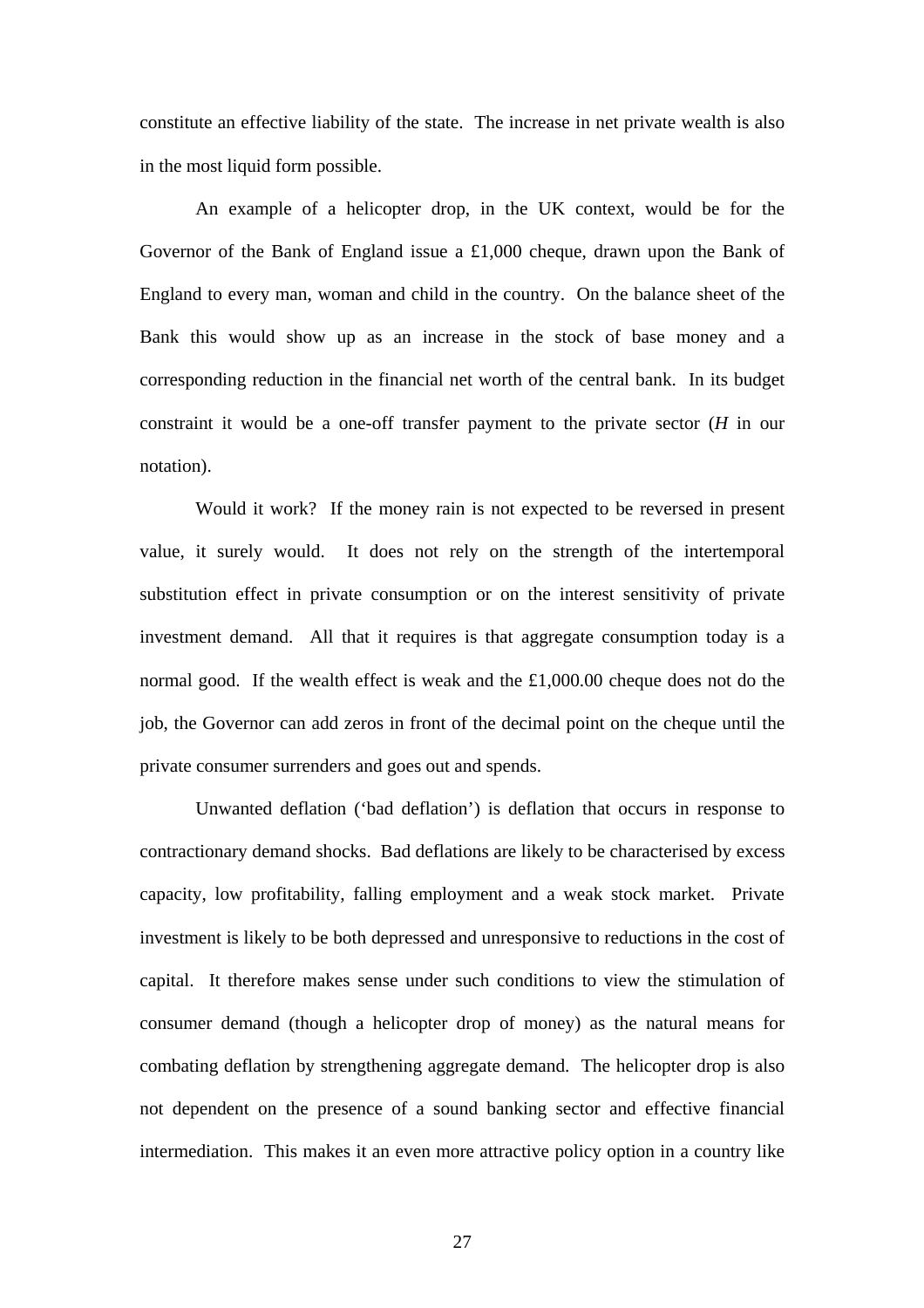constitute an effective liability of the state. The increase in net private wealth is also in the most liquid form possible.

An example of a helicopter drop, in the UK context, would be for the Governor of the Bank of England issue a £1,000 cheque, drawn upon the Bank of England to every man, woman and child in the country. On the balance sheet of the Bank this would show up as an increase in the stock of base money and a corresponding reduction in the financial net worth of the central bank. In its budget constraint it would be a one-off transfer payment to the private sector ($H$ in our notation).

Would it work? If the money rain is not expected to be reversed in present value, it surely would. It does not rely on the strength of the intertemporal substitution effect in private consumption or on the interest sensitivity of private investment demand. All that it requires is that aggregate consumption today is a normal good. If the wealth effect is weak and the £1,000.00 cheque does not do the job, the Governor can add zeros in front of the decimal point on the cheque until the private consumer surrenders and goes out and spends.

Unwanted deflation ('bad deflation') is deflation that occurs in response to contractionary demand shocks. Bad deflations are likely to be characterised by excess capacity, low profitability, falling employment and a weak stock market. Private investment is likely to be both depressed and unresponsive to reductions in the cost of capital. It therefore makes sense under such conditions to view the stimulation of consumer demand (though a helicopter drop of money) as the natural means for combating deflation by strengthening aggregate demand. The helicopter drop is also not dependent on the presence of a sound banking sector and effective financial intermediation. This makes it an even more attractive policy option in a country like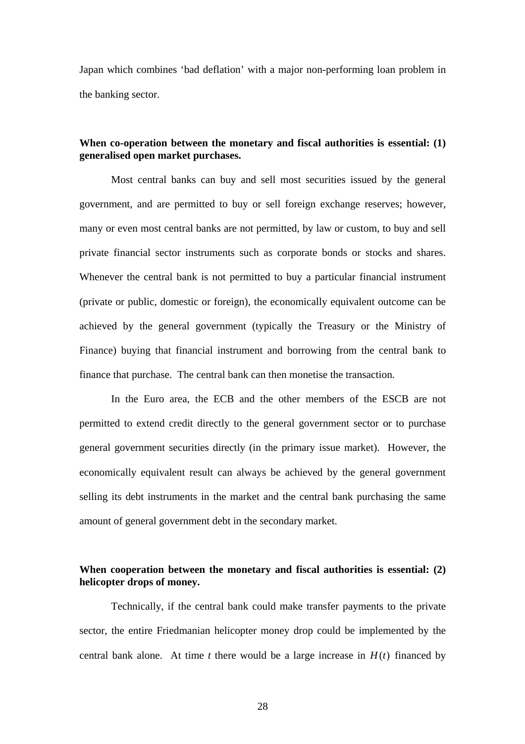Japan which combines 'bad deflation' with a major non-performing loan problem in the banking sector.

**When co-operation between the monetary and fiscal authorities is essential: (1) generalised open market purchases.**

Most central banks can buy and sell most securities issued by the general government, and are permitted to buy or sell foreign exchange reserves; however, many or even most central banks are not permitted, by law or custom, to buy and sell private financial sector instruments such as corporate bonds or stocks and shares. Whenever the central bank is not permitted to buy a particular financial instrument (private or public, domestic or foreign), the economically equivalent outcome can be achieved by the general government (typically the Treasury or the Ministry of Finance) buying that financial instrument and borrowing from the central bank to finance that purchase. The central bank can then monetise the transaction.

In the Euro area, the ECB and the other members of the ESCB are not permitted to extend credit directly to the general government sector or to purchase general government securities directly (in the primary issue market). However, the economically equivalent result can always be achieved by the general government selling its debt instruments in the market and the central bank purchasing the same amount of general government debt in the secondary market.

**When cooperation between the monetary and fiscal authorities is essential: (2) helicopter drops of money.**

Technically, if the central bank could make transfer payments to the private sector, the entire Friedmanian helicopter money drop could be implemented by the central bank alone. At time $t$ there would be a large increase in $H(t)$ financed by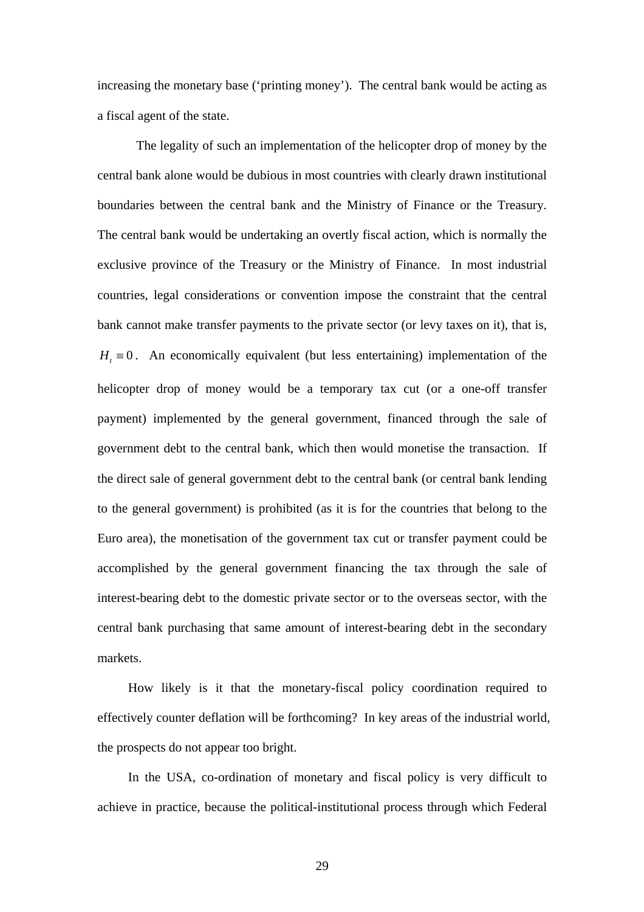increasing the monetary base ('printing money'). The central bank would be acting as a fiscal agent of the state.

The legality of such an implementation of the helicopter drop of money by the central bank alone would be dubious in most countries with clearly drawn institutional boundaries between the central bank and the Ministry of Finance or the Treasury. The central bank would be undertaking an overtly fiscal action, which is normally the exclusive province of the Treasury or the Ministry of Finance. In most industrial countries, legal considerations or convention impose the constraint that the central bank cannot make transfer payments to the private sector (or levy taxes on it), that is, $H_t \equiv 0$. An economically equivalent (but less entertaining) implementation of the helicopter drop of money would be a temporary tax cut (or a one-off transfer payment) implemented by the general government, financed through the sale of government debt to the central bank, which then would monetise the transaction. If the direct sale of general government debt to the central bank (or central bank lending to the general government) is prohibited (as it is for the countries that belong to the Euro area), the monetisation of the government tax cut or transfer payment could be accomplished by the general government financing the tax through the sale of interest-bearing debt to the domestic private sector or to the overseas sector, with the central bank purchasing that same amount of interest-bearing debt in the secondary markets.

How likely is it that the monetary-fiscal policy coordination required to effectively counter deflation will be forthcoming? In key areas of the industrial world, the prospects do not appear too bright.

In the USA, co-ordination of monetary and fiscal policy is very difficult to achieve in practice, because the political-institutional process through which Federal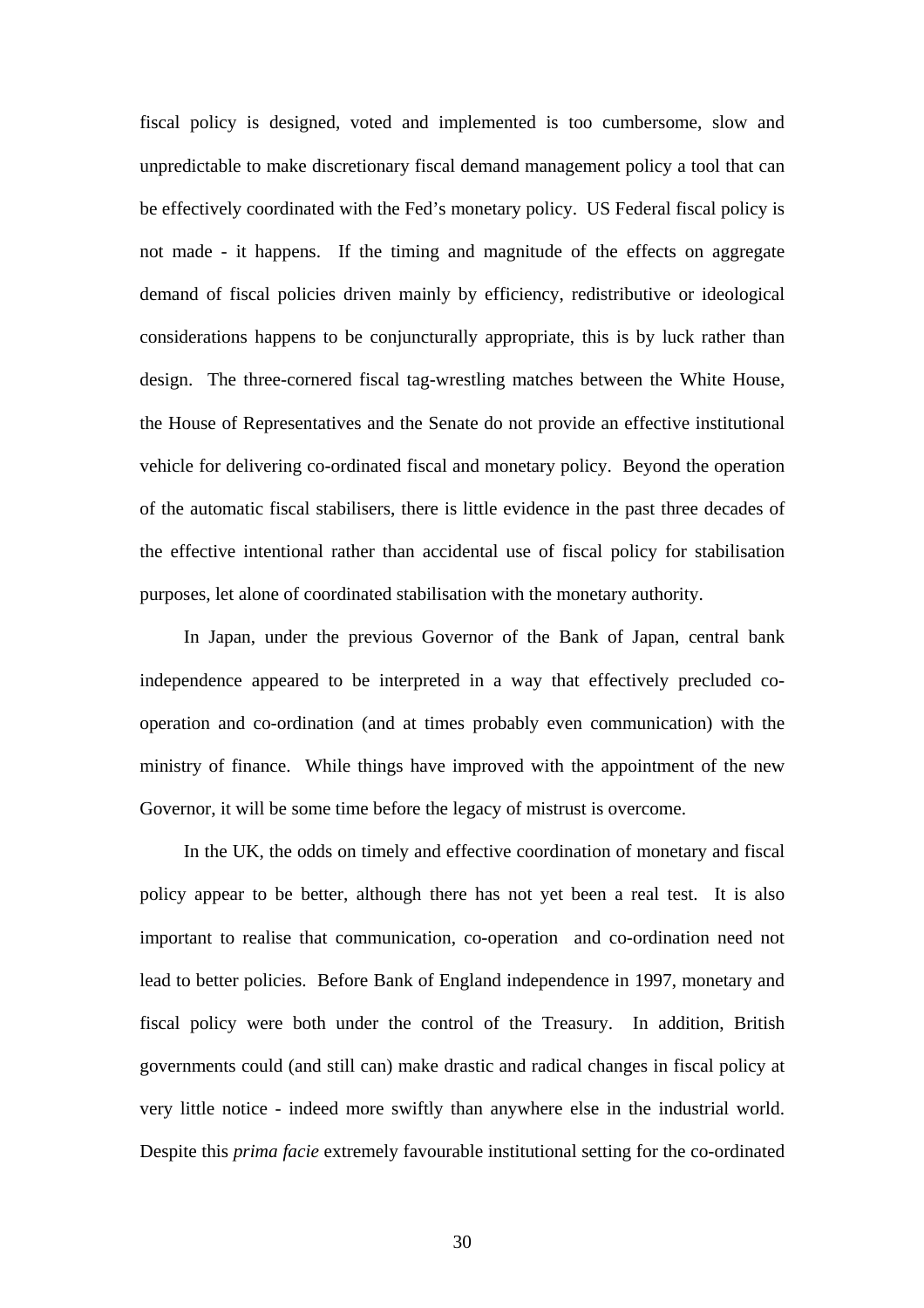fiscal policy is designed, voted and implemented is too cumbersome, slow and unpredictable to make discretionary fiscal demand management policy a tool that can be effectively coordinated with the Fed's monetary policy. US Federal fiscal policy is not made - it happens. If the timing and magnitude of the effects on aggregate demand of fiscal policies driven mainly by efficiency, redistributive or ideological considerations happens to be conjuncturally appropriate, this is by luck rather than design. The three-cornered fiscal tag-wrestling matches between the White House, the House of Representatives and the Senate do not provide an effective institutional vehicle for delivering co-ordinated fiscal and monetary policy. Beyond the operation of the automatic fiscal stabilisers, there is little evidence in the past three decades of the effective intentional rather than accidental use of fiscal policy for stabilisation purposes, let alone of coordinated stabilisation with the monetary authority.

In Japan, under the previous Governor of the Bank of Japan, central bank independence appeared to be interpreted in a way that effectively precluded co-operation and co-ordination (and at times probably even communication) with the ministry of finance. While things have improved with the appointment of the new Governor, it will be some time before the legacy of mistrust is overcome.

In the UK, the odds on timely and effective coordination of monetary and fiscal policy appear to be better, although there has not yet been a real test. It is also important to realise that communication, co-operation and co-ordination need not lead to better policies. Before Bank of England independence in 1997, monetary and fiscal policy were both under the control of the Treasury. In addition, British governments could (and still can) make drastic and radical changes in fiscal policy at very little notice - indeed more swiftly than anywhere else in the industrial world. Despite this *prima facie* extremely favourable institutional setting for the co-ordinated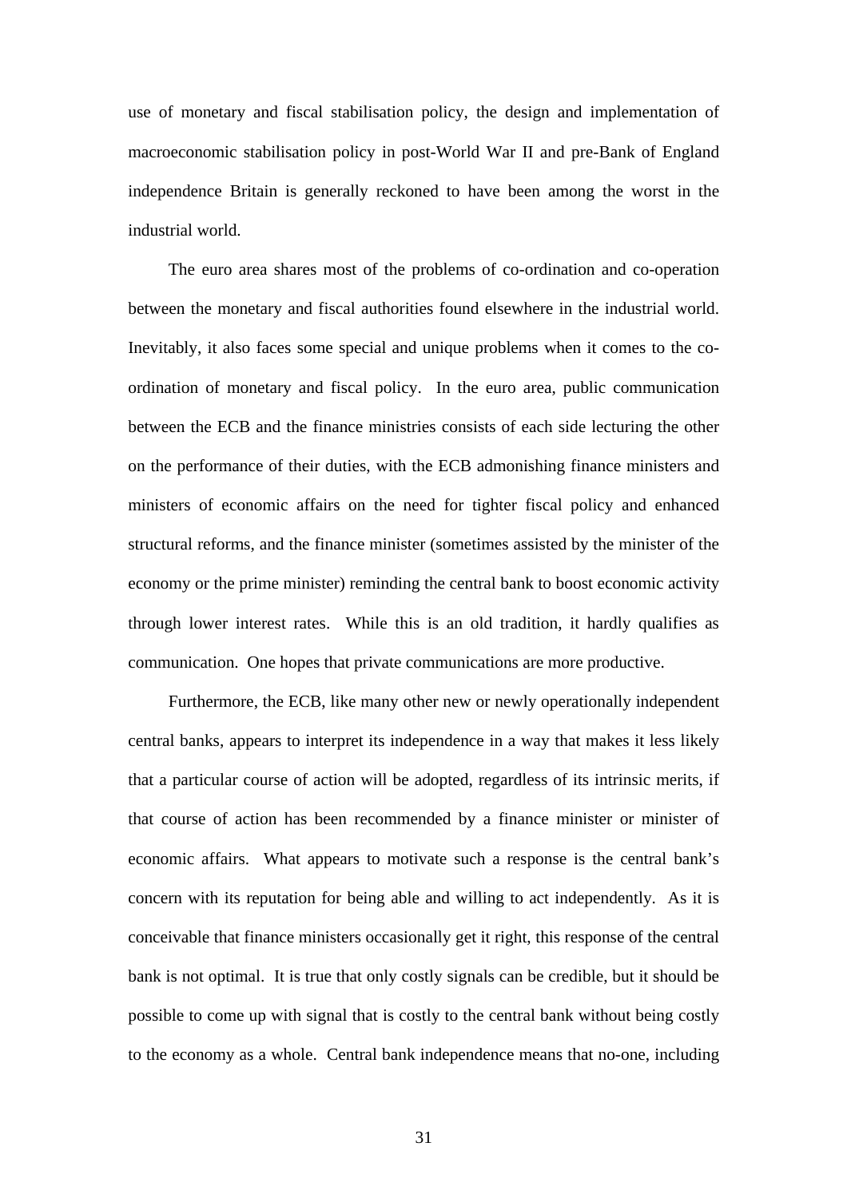use of monetary and fiscal stabilisation policy, the design and implementation of macroeconomic stabilisation policy in post-World War II and pre-Bank of England independence Britain is generally reckoned to have been among the worst in the industrial world.

The euro area shares most of the problems of co-ordination and co-operation between the monetary and fiscal authorities found elsewhere in the industrial world. Inevitably, it also faces some special and unique problems when it comes to the co-ordination of monetary and fiscal policy. In the euro area, public communication between the ECB and the finance ministries consists of each side lecturing the other on the performance of their duties, with the ECB admonishing finance ministers and ministers of economic affairs on the need for tighter fiscal policy and enhanced structural reforms, and the finance minister (sometimes assisted by the minister of the economy or the prime minister) reminding the central bank to boost economic activity through lower interest rates. While this is an old tradition, it hardly qualifies as communication. One hopes that private communications are more productive.

Furthermore, the ECB, like many other new or newly operationally independent central banks, appears to interpret its independence in a way that makes it less likely that a particular course of action will be adopted, regardless of its intrinsic merits, if that course of action has been recommended by a finance minister or minister of economic affairs. What appears to motivate such a response is the central bank's concern with its reputation for being able and willing to act independently. As it is conceivable that finance ministers occasionally get it right, this response of the central bank is not optimal. It is true that only costly signals can be credible, but it should be possible to come up with signal that is costly to the central bank without being costly to the economy as a whole. Central bank independence means that no-one, including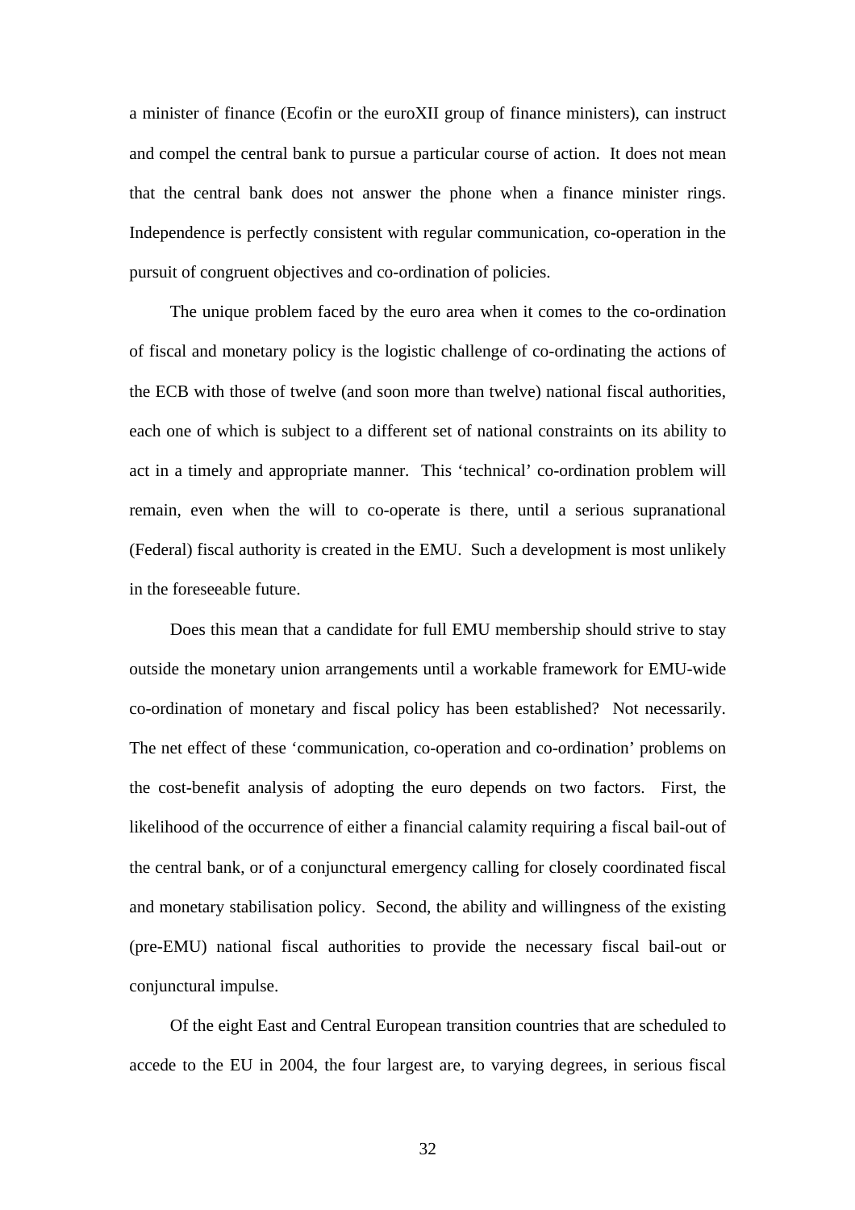a minister of finance (Ecofin or the euroXII group of finance ministers), can instruct and compel the central bank to pursue a particular course of action. It does not mean that the central bank does not answer the phone when a finance minister rings. Independence is perfectly consistent with regular communication, co-operation in the pursuit of congruent objectives and co-ordination of policies.

The unique problem faced by the euro area when it comes to the co-ordination of fiscal and monetary policy is the logistic challenge of co-ordinating the actions of the ECB with those of twelve (and soon more than twelve) national fiscal authorities, each one of which is subject to a different set of national constraints on its ability to act in a timely and appropriate manner. This 'technical' co-ordination problem will remain, even when the will to co-operate is there, until a serious supranational (Federal) fiscal authority is created in the EMU. Such a development is most unlikely in the foreseeable future.

Does this mean that a candidate for full EMU membership should strive to stay outside the monetary union arrangements until a workable framework for EMU-wide co-ordination of monetary and fiscal policy has been established? Not necessarily. The net effect of these 'communication, co-operation and co-ordination' problems on the cost-benefit analysis of adopting the euro depends on two factors. First, the likelihood of the occurrence of either a financial calamity requiring a fiscal bail-out of the central bank, or of a conjunctural emergency calling for closely coordinated fiscal and monetary stabilisation policy. Second, the ability and willingness of the existing (pre-EMU) national fiscal authorities to provide the necessary fiscal bail-out or conjunctural impulse.

Of the eight East and Central European transition countries that are scheduled to accede to the EU in 2004, the four largest are, to varying degrees, in serious fiscal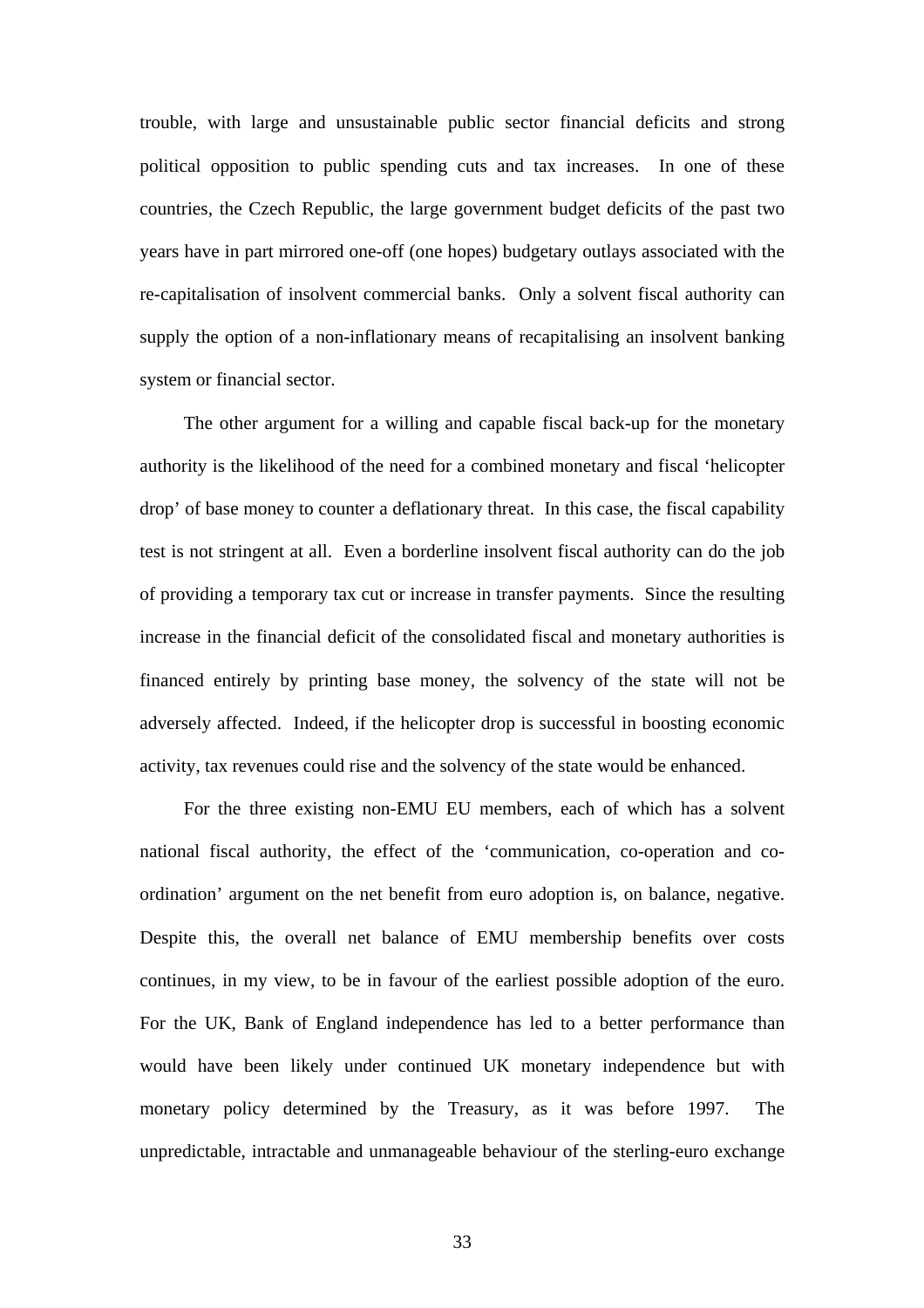trouble, with large and unsustainable public sector financial deficits and strong political opposition to public spending cuts and tax increases. In one of these countries, the Czech Republic, the large government budget deficits of the past two years have in part mirrored one-off (one hopes) budgetary outlays associated with the re-capitalisation of insolvent commercial banks. Only a solvent fiscal authority can supply the option of a non-inflationary means of recapitalising an insolvent banking system or financial sector.

The other argument for a willing and capable fiscal back-up for the monetary authority is the likelihood of the need for a combined monetary and fiscal 'helicopter drop' of base money to counter a deflationary threat. In this case, the fiscal capability test is not stringent at all. Even a borderline insolvent fiscal authority can do the job of providing a temporary tax cut or increase in transfer payments. Since the resulting increase in the financial deficit of the consolidated fiscal and monetary authorities is financed entirely by printing base money, the solvency of the state will not be adversely affected. Indeed, if the helicopter drop is successful in boosting economic activity, tax revenues could rise and the solvency of the state would be enhanced.

For the three existing non-EMU EU members, each of which has a solvent national fiscal authority, the effect of the 'communication, co-operation and co-ordination' argument on the net benefit from euro adoption is, on balance, negative. Despite this, the overall net balance of EMU membership benefits over costs continues, in my view, to be in favour of the earliest possible adoption of the euro. For the UK, Bank of England independence has led to a better performance than would have been likely under continued UK monetary independence but with monetary policy determined by the Treasury, as it was before 1997. The unpredictable, intractable and unmanageable behaviour of the sterling-euro exchange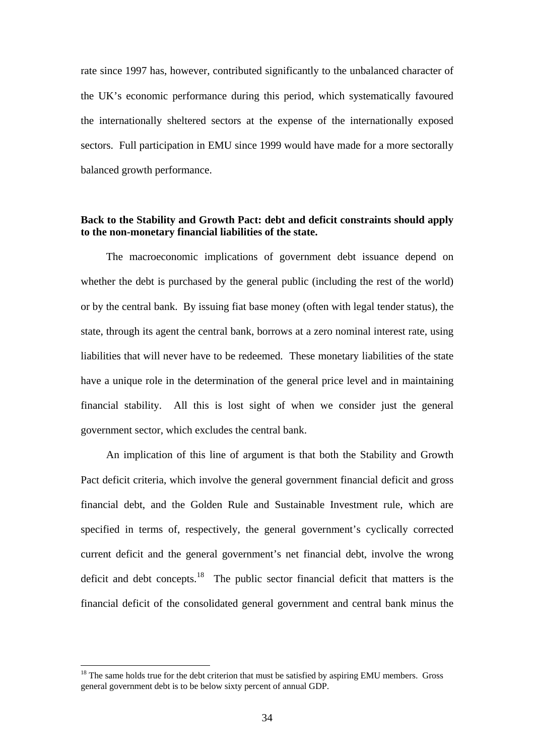rate since 1997 has, however, contributed significantly to the unbalanced character of the UK's economic performance during this period, which systematically favoured the internationally sheltered sectors at the expense of the internationally exposed sectors. Full participation in EMU since 1999 would have made for a more sectorally balanced growth performance.

**Back to the Stability and Growth Pact: debt and deficit constraints should apply to the non-monetary financial liabilities of the state.**

The macroeconomic implications of government debt issuance depend on whether the debt is purchased by the general public (including the rest of the world) or by the central bank. By issuing fiat base money (often with legal tender status), the state, through its agent the central bank, borrows at a zero nominal interest rate, using liabilities that will never have to be redeemed. These monetary liabilities of the state have a unique role in the determination of the general price level and in maintaining financial stability. All this is lost sight of when we consider just the general government sector, which excludes the central bank.

An implication of this line of argument is that both the Stability and Growth Pact deficit criteria, which involve the general government financial deficit and gross financial debt, and the Golden Rule and Sustainable Investment rule, which are specified in terms of, respectively, the general government's cyclically corrected current deficit and the general government's net financial debt, involve the wrong deficit and debt concepts.[18] The public sector financial deficit that matters is the financial deficit of the consolidated general government and central bank minus the

[18] The same holds true for the debt criterion that must be satisfied by aspiring EMU members. Gross general government debt is to be below sixty percent of annual GDP.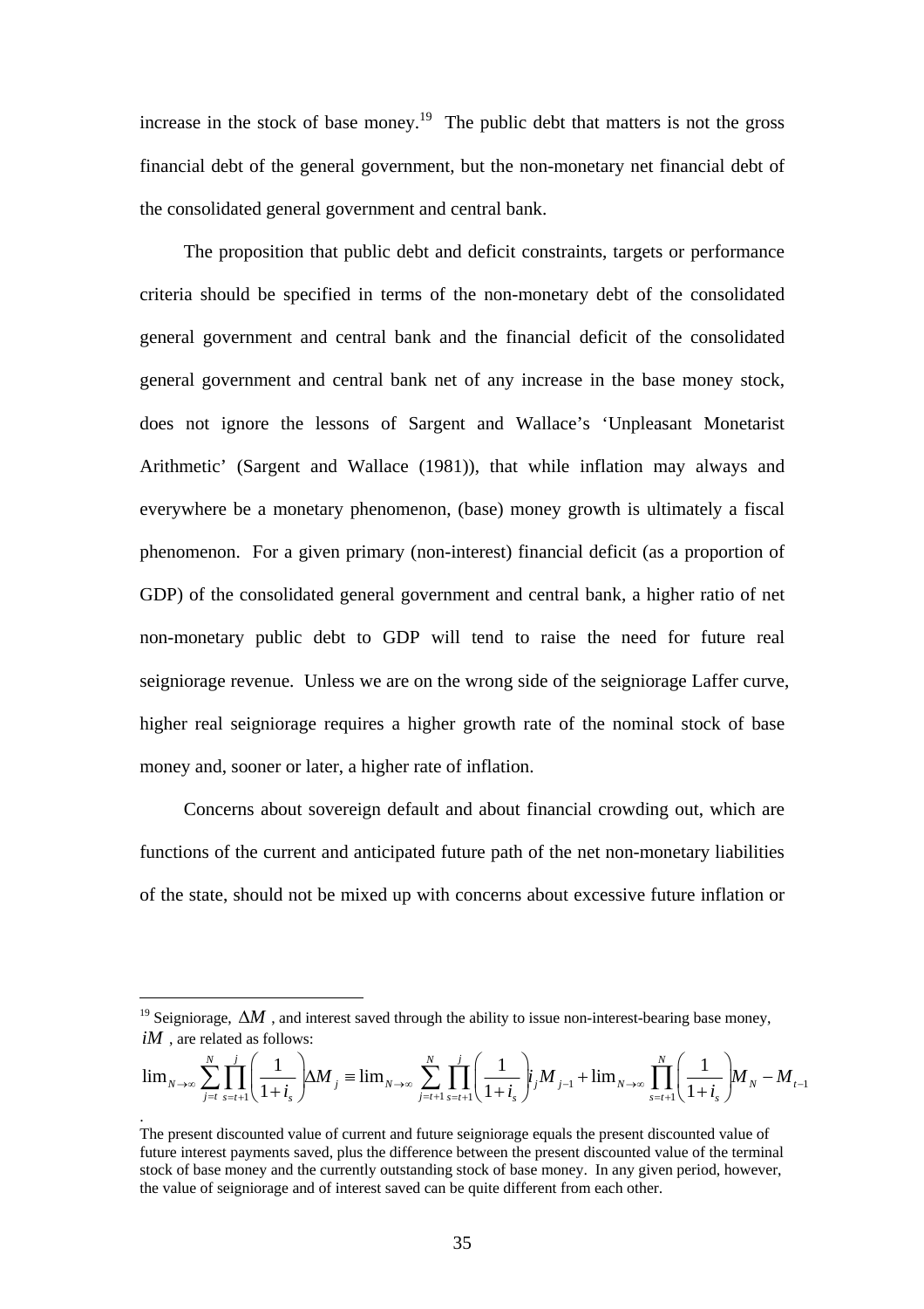increase in the stock of base money.[19] The public debt that matters is not the gross financial debt of the general government, but the non-monetary net financial debt of the consolidated general government and central bank.

The proposition that public debt and deficit constraints, targets or performance criteria should be specified in terms of the non-monetary debt of the consolidated general government and central bank and the financial deficit of the consolidated general government and central bank net of any increase in the base money stock, does not ignore the lessons of Sargent and Wallace's 'Unpleasant Monetarist Arithmetic' (Sargent and Wallace (1981)), that while inflation may always and everywhere be a monetary phenomenon, (base) money growth is ultimately a fiscal phenomenon. For a given primary (non-interest) financial deficit (as a proportion of GDP) of the consolidated general government and central bank, a higher ratio of net non-monetary public debt to GDP will tend to raise the need for future real seigniorage revenue. Unless we are on the wrong side of the seigniorage Laffer curve, higher real seigniorage requires a higher growth rate of the nominal stock of base money and, sooner or later, a higher rate of inflation.

Concerns about sovereign default and about financial crowding out, which are functions of the current and anticipated future path of the net non-monetary liabilities of the state, should not be mixed up with concerns about excessive future inflation or

---

[19] Seigniorage, $\Delta M$, and interest saved through the ability to issue non-interest-bearing base money, $iM$, are related as follows:

$$\lim_{N\to\infty}\sum_{j=t}^{N}\prod_{s=t+1}^{j}\left(\frac{1}{1+i_s}\right)\Delta M_j \equiv \lim_{N\to\infty}\sum_{j=t+1}^{N}\prod_{s=t+1}^{j}\left(\frac{1}{1+i_s}\right)i_j M_{j-1} + \lim_{N\to\infty}\prod_{s=t+1}^{N}\left(\frac{1}{1+i_s}\right)M_N - M_{t-1}$$

.

The present discounted value of current and future seigniorage equals the present discounted value of future interest payments saved, plus the difference between the present discounted value of the terminal stock of base money and the currently outstanding stock of base money. In any given period, however, the value of seigniorage and of interest saved can be quite different from each other.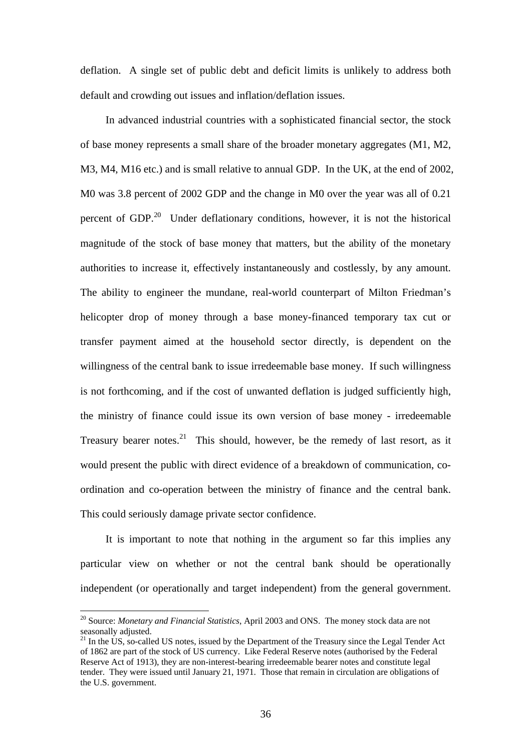deflation. A single set of public debt and deficit limits is unlikely to address both default and crowding out issues and inflation/deflation issues.

In advanced industrial countries with a sophisticated financial sector, the stock of base money represents a small share of the broader monetary aggregates (M1, M2, M3, M4, M16 etc.) and is small relative to annual GDP. In the UK, at the end of 2002, M0 was 3.8 percent of 2002 GDP and the change in M0 over the year was all of 0.21 percent of GDP.[20] Under deflationary conditions, however, it is not the historical magnitude of the stock of base money that matters, but the ability of the monetary authorities to increase it, effectively instantaneously and costlessly, by any amount. The ability to engineer the mundane, real-world counterpart of Milton Friedman's helicopter drop of money through a base money-financed temporary tax cut or transfer payment aimed at the household sector directly, is dependent on the willingness of the central bank to issue irredeemable base money. If such willingness is not forthcoming, and if the cost of unwanted deflation is judged sufficiently high, the ministry of finance could issue its own version of base money - irredeemable Treasury bearer notes.[21] This should, however, be the remedy of last resort, as it would present the public with direct evidence of a breakdown of communication, co-ordination and co-operation between the ministry of finance and the central bank. This could seriously damage private sector confidence.

It is important to note that nothing in the argument so far this implies any particular view on whether or not the central bank should be operationally independent (or operationally and target independent) from the general government.

---

[20] Source: *Monetary and Financial Statistics*, April 2003 and ONS. The money stock data are not seasonally adjusted.

[21] In the US, so-called US notes, issued by the Department of the Treasury since the Legal Tender Act of 1862 are part of the stock of US currency. Like Federal Reserve notes (authorised by the Federal Reserve Act of 1913), they are non-interest-bearing irredeemable bearer notes and constitute legal tender. They were issued until January 21, 1971. Those that remain in circulation are obligations of the U.S. government.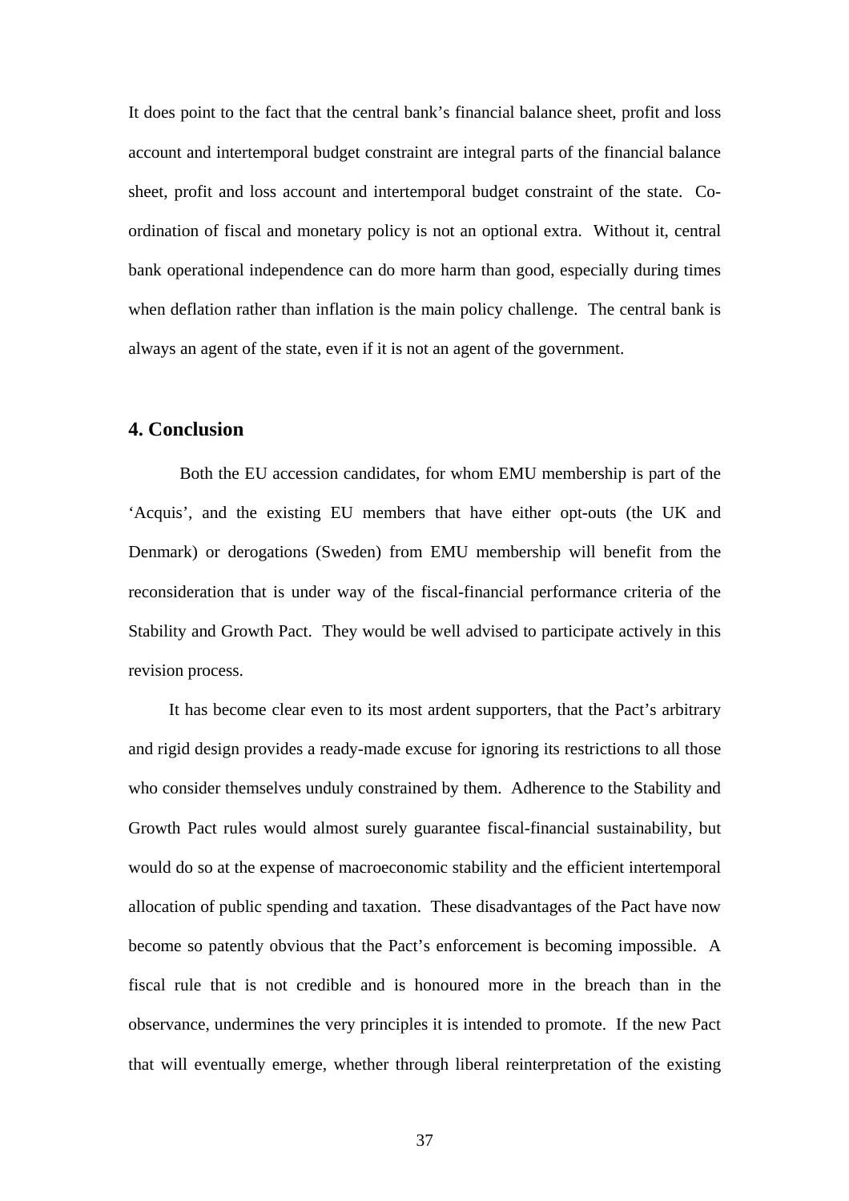It does point to the fact that the central bank's financial balance sheet, profit and loss account and intertemporal budget constraint are integral parts of the financial balance sheet, profit and loss account and intertemporal budget constraint of the state. Co-ordination of fiscal and monetary policy is not an optional extra. Without it, central bank operational independence can do more harm than good, especially during times when deflation rather than inflation is the main policy challenge. The central bank is always an agent of the state, even if it is not an agent of the government.

## 4. Conclusion

Both the EU accession candidates, for whom EMU membership is part of the 'Acquis', and the existing EU members that have either opt-outs (the UK and Denmark) or derogations (Sweden) from EMU membership will benefit from the reconsideration that is under way of the fiscal-financial performance criteria of the Stability and Growth Pact. They would be well advised to participate actively in this revision process.

It has become clear even to its most ardent supporters, that the Pact's arbitrary and rigid design provides a ready-made excuse for ignoring its restrictions to all those who consider themselves unduly constrained by them. Adherence to the Stability and Growth Pact rules would almost surely guarantee fiscal-financial sustainability, but would do so at the expense of macroeconomic stability and the efficient intertemporal allocation of public spending and taxation. These disadvantages of the Pact have now become so patently obvious that the Pact's enforcement is becoming impossible. A fiscal rule that is not credible and is honoured more in the breach than in the observance, undermines the very principles it is intended to promote. If the new Pact that will eventually emerge, whether through liberal reinterpretation of the existing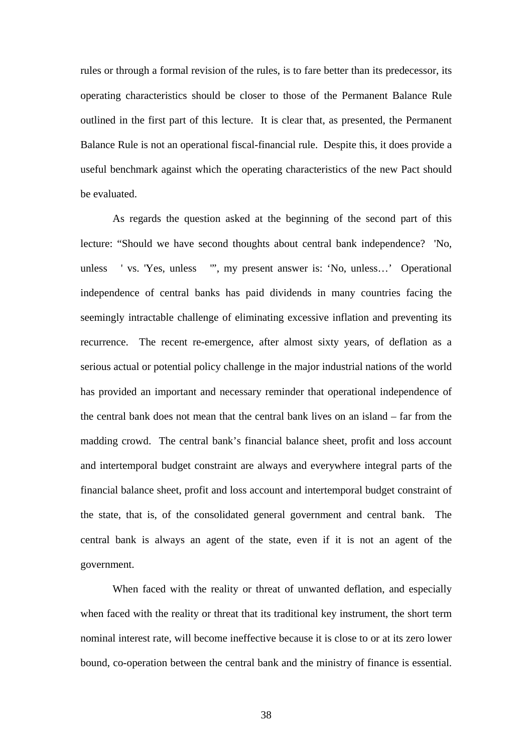rules or through a formal revision of the rules, is to fare better than its predecessor, its operating characteristics should be closer to those of the Permanent Balance Rule outlined in the first part of this lecture. It is clear that, as presented, the Permanent Balance Rule is not an operational fiscal-financial rule. Despite this, it does provide a useful benchmark against which the operating characteristics of the new Pact should be evaluated.

As regards the question asked at the beginning of the second part of this lecture: "Should we have second thoughts about central bank independence? 'No, unless ' vs. 'Yes, unless '", my present answer is: 'No, unless…' Operational independence of central banks has paid dividends in many countries facing the seemingly intractable challenge of eliminating excessive inflation and preventing its recurrence. The recent re-emergence, after almost sixty years, of deflation as a serious actual or potential policy challenge in the major industrial nations of the world has provided an important and necessary reminder that operational independence of the central bank does not mean that the central bank lives on an island – far from the madding crowd. The central bank's financial balance sheet, profit and loss account and intertemporal budget constraint are always and everywhere integral parts of the financial balance sheet, profit and loss account and intertemporal budget constraint of the state, that is, of the consolidated general government and central bank. The central bank is always an agent of the state, even if it is not an agent of the government.

When faced with the reality or threat of unwanted deflation, and especially when faced with the reality or threat that its traditional key instrument, the short term nominal interest rate, will become ineffective because it is close to or at its zero lower bound, co-operation between the central bank and the ministry of finance is essential.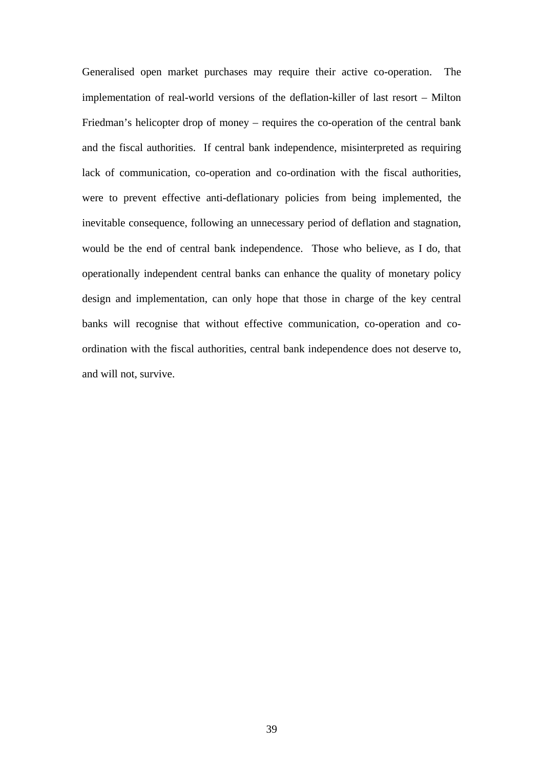Generalised open market purchases may require their active co-operation. The implementation of real-world versions of the deflation-killer of last resort – Milton Friedman's helicopter drop of money – requires the co-operation of the central bank and the fiscal authorities. If central bank independence, misinterpreted as requiring lack of communication, co-operation and co-ordination with the fiscal authorities, were to prevent effective anti-deflationary policies from being implemented, the inevitable consequence, following an unnecessary period of deflation and stagnation, would be the end of central bank independence. Those who believe, as I do, that operationally independent central banks can enhance the quality of monetary policy design and implementation, can only hope that those in charge of the key central banks will recognise that without effective communication, co-operation and co-ordination with the fiscal authorities, central bank independence does not deserve to, and will not, survive.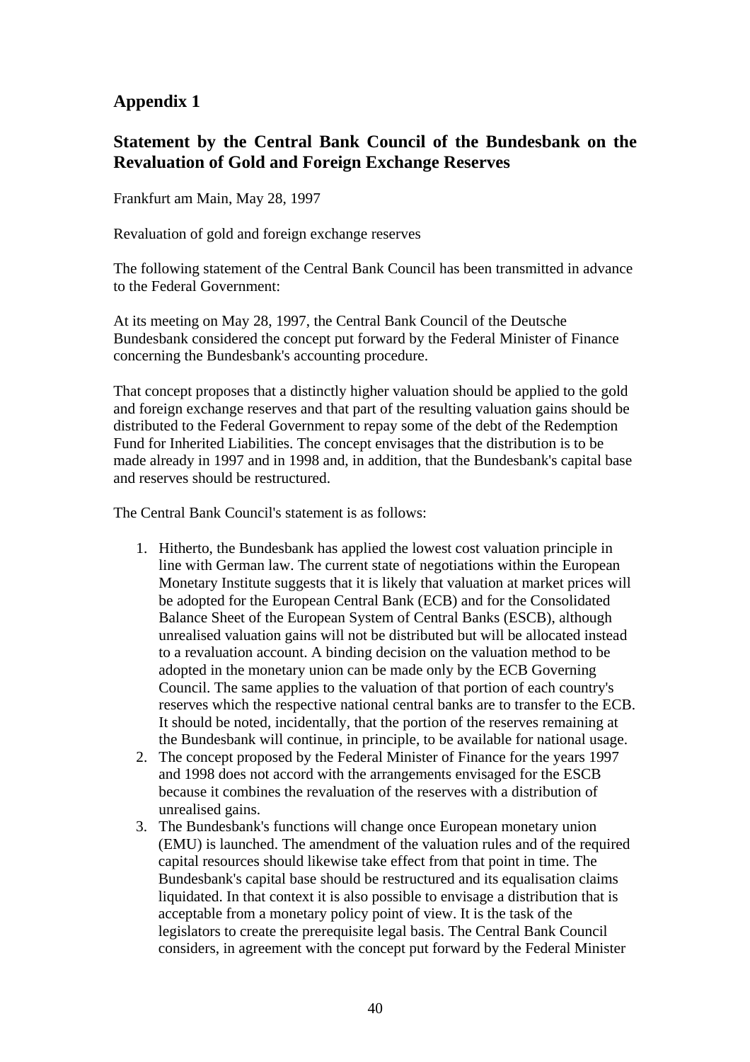# Appendix 1

## Statement by the Central Bank Council of the Bundesbank on the Revaluation of Gold and Foreign Exchange Reserves

Frankfurt am Main, May 28, 1997

Revaluation of gold and foreign exchange reserves

The following statement of the Central Bank Council has been transmitted in advance to the Federal Government:

At its meeting on May 28, 1997, the Central Bank Council of the Deutsche Bundesbank considered the concept put forward by the Federal Minister of Finance concerning the Bundesbank's accounting procedure.

That concept proposes that a distinctly higher valuation should be applied to the gold and foreign exchange reserves and that part of the resulting valuation gains should be distributed to the Federal Government to repay some of the debt of the Redemption Fund for Inherited Liabilities. The concept envisages that the distribution is to be made already in 1997 and in 1998 and, in addition, that the Bundesbank's capital base and reserves should be restructured.

The Central Bank Council's statement is as follows:

1. Hitherto, the Bundesbank has applied the lowest cost valuation principle in line with German law. The current state of negotiations within the European Monetary Institute suggests that it is likely that valuation at market prices will be adopted for the European Central Bank (ECB) and for the Consolidated Balance Sheet of the European System of Central Banks (ESCB), although unrealised valuation gains will not be distributed but will be allocated instead to a revaluation account. A binding decision on the valuation method to be adopted in the monetary union can be made only by the ECB Governing Council. The same applies to the valuation of that portion of each country's reserves which the respective national central banks are to transfer to the ECB. It should be noted, incidentally, that the portion of the reserves remaining at the Bundesbank will continue, in principle, to be available for national usage.
2. The concept proposed by the Federal Minister of Finance for the years 1997 and 1998 does not accord with the arrangements envisaged for the ESCB because it combines the revaluation of the reserves with a distribution of unrealised gains.
3. The Bundesbank's functions will change once European monetary union (EMU) is launched. The amendment of the valuation rules and of the required capital resources should likewise take effect from that point in time. The Bundesbank's capital base should be restructured and its equalisation claims liquidated. In that context it is also possible to envisage a distribution that is acceptable from a monetary policy point of view. It is the task of the legislators to create the prerequisite legal basis. The Central Bank Council considers, in agreement with the concept put forward by the Federal Minister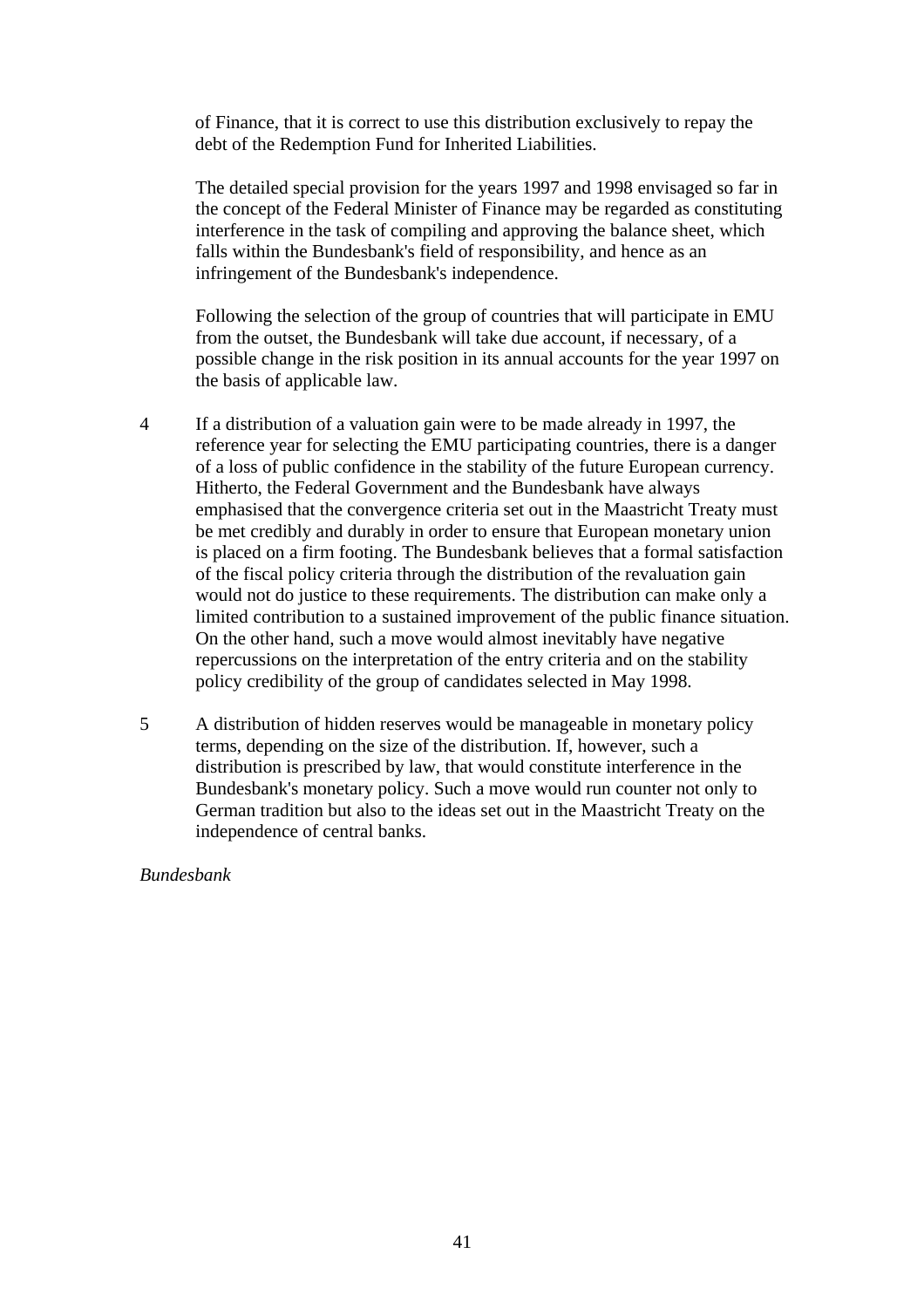of Finance, that it is correct to use this distribution exclusively to repay the debt of the Redemption Fund for Inherited Liabilities.

The detailed special provision for the years 1997 and 1998 envisaged so far in the concept of the Federal Minister of Finance may be regarded as constituting interference in the task of compiling and approving the balance sheet, which falls within the Bundesbank's field of responsibility, and hence as an infringement of the Bundesbank's independence.

Following the selection of the group of countries that will participate in EMU from the outset, the Bundesbank will take due account, if necessary, of a possible change in the risk position in its annual accounts for the year 1997 on the basis of applicable law.

4 If a distribution of a valuation gain were to be made already in 1997, the reference year for selecting the EMU participating countries, there is a danger of a loss of public confidence in the stability of the future European currency. Hitherto, the Federal Government and the Bundesbank have always emphasised that the convergence criteria set out in the Maastricht Treaty must be met credibly and durably in order to ensure that European monetary union is placed on a firm footing. The Bundesbank believes that a formal satisfaction of the fiscal policy criteria through the distribution of the revaluation gain would not do justice to these requirements. The distribution can make only a limited contribution to a sustained improvement of the public finance situation. On the other hand, such a move would almost inevitably have negative repercussions on the interpretation of the entry criteria and on the stability policy credibility of the group of candidates selected in May 1998.

5 A distribution of hidden reserves would be manageable in monetary policy terms, depending on the size of the distribution. If, however, such a distribution is prescribed by law, that would constitute interference in the Bundesbank's monetary policy. Such a move would run counter not only to German tradition but also to the ideas set out in the Maastricht Treaty on the independence of central banks.

*Bundesbank*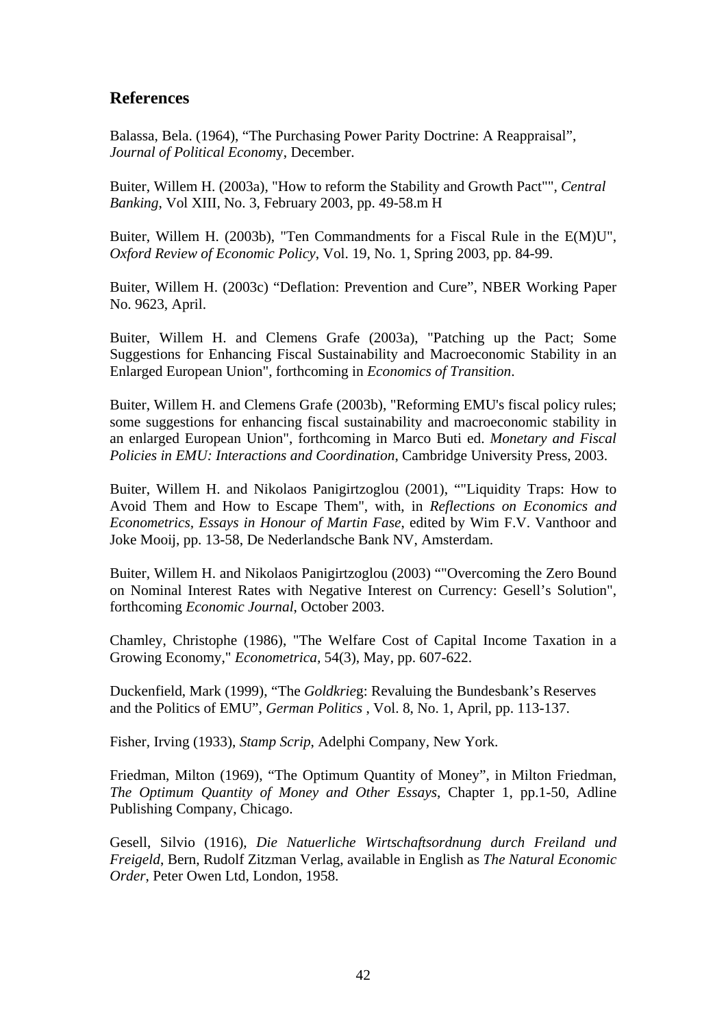## References

Balassa, Bela. (1964), "The Purchasing Power Parity Doctrine: A Reappraisal", *Journal of Political Econom*y, December.

Buiter, Willem H. (2003a), "How to reform the Stability and Growth Pact"", *Central Banking*, Vol XIII, No. 3, February 2003, pp. 49-58.m H

Buiter, Willem H. (2003b), "Ten Commandments for a Fiscal Rule in the E(M)U", *Oxford Review of Economic Policy*, Vol. 19, No. 1, Spring 2003, pp. 84-99.

Buiter, Willem H. (2003c) "Deflation: Prevention and Cure", NBER Working Paper No. 9623, April.

Buiter, Willem H. and Clemens Grafe (2003a), "Patching up the Pact; Some Suggestions for Enhancing Fiscal Sustainability and Macroeconomic Stability in an Enlarged European Union", forthcoming in *Economics of Transition*.

Buiter, Willem H. and Clemens Grafe (2003b), "Reforming EMU's fiscal policy rules; some suggestions for enhancing fiscal sustainability and macroeconomic stability in an enlarged European Union", forthcoming in Marco Buti ed. *Monetary and Fiscal Policies in EMU: Interactions and Coordination*, Cambridge University Press, 2003.

Buiter, Willem H. and Nikolaos Panigirtzoglou (2001), ""Liquidity Traps: How to Avoid Them and How to Escape Them", with, in *Reflections on Economics and Econometrics, Essays in Honour of Martin Fase*, edited by Wim F.V. Vanthoor and Joke Mooij, pp. 13-58, De Nederlandsche Bank NV, Amsterdam.

Buiter, Willem H. and Nikolaos Panigirtzoglou (2003) ""Overcoming the Zero Bound on Nominal Interest Rates with Negative Interest on Currency: Gesell's Solution", forthcoming *Economic Journal*, October 2003.

Chamley, Christophe (1986), "The Welfare Cost of Capital Income Taxation in a Growing Economy," *Econometrica*, 54(3), May, pp. 607-622.

Duckenfield, Mark (1999), "The *Goldkrie*g: Revaluing the Bundesbank's Reserves and the Politics of EMU", *German Politics* , Vol. 8, No. 1, April, pp. 113-137.

Fisher, Irving (1933), *Stamp Scrip*, Adelphi Company, New York.

Friedman, Milton (1969), "The Optimum Quantity of Money", in Milton Friedman, *The Optimum Quantity of Money and Other Essays*, Chapter 1, pp.1-50, Adline Publishing Company, Chicago.

Gesell, Silvio (1916), *Die Natuerliche Wirtschaftsordnung durch Freiland und Freigeld*, Bern, Rudolf Zitzman Verlag, available in English as *The Natural Economic Order*, Peter Owen Ltd, London, 1958.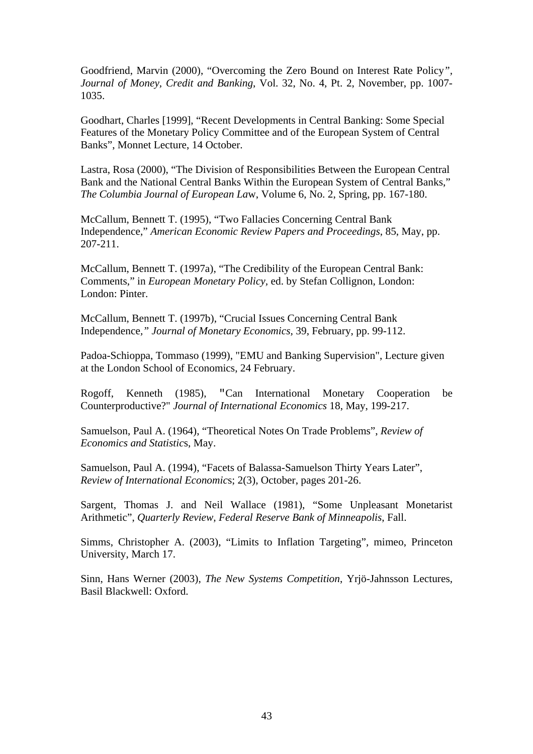Goodfriend, Marvin (2000), "Overcoming the Zero Bound on Interest Rate Policy*"*, *Journal of Money, Credit and Banking*, Vol. 32, No. 4, Pt. 2, November, pp. 1007-1035.

Goodhart, Charles [1999], "Recent Developments in Central Banking: Some Special Features of the Monetary Policy Committee and of the European System of Central Banks", Monnet Lecture, 14 October.

Lastra, Rosa (2000), "The Division of Responsibilities Between the European Central Bank and the National Central Banks Within the European System of Central Banks," *The Columbia Journal of European La*w, Volume 6, No. 2, Spring, pp. 167-180.

McCallum, Bennett T. (1995), "Two Fallacies Concerning Central Bank Independence," *American Economic Review Papers and Proceedings*, 85, May, pp. 207-211.

McCallum, Bennett T. (1997a), "The Credibility of the European Central Bank: Comments," in *European Monetary Policy*, ed. by Stefan Collignon, London: London: Pinter.

McCallum, Bennett T. (1997b), "Crucial Issues Concerning Central Bank Independence*," Journal of Monetary Economics*, 39, February, pp. 99-112.

Padoa-Schioppa, Tommaso (1999), "EMU and Banking Supervision", Lecture given at the London School of Economics, 24 February.

Rogoff, Kenneth (1985), "Can International Monetary Cooperation be Counterproductive?" *Journal of International Economics* 18, May, 199-217.

Samuelson, Paul A. (1964), "Theoretical Notes On Trade Problems", *Review of Economics and Statistic*s, May.

Samuelson, Paul A. (1994), "Facets of Balassa-Samuelson Thirty Years Later", *Review of International Economic*s; 2(3), October, pages 201-26.

Sargent, Thomas J. and Neil Wallace (1981), "Some Unpleasant Monetarist Arithmetic", *Quarterly Review, Federal Reserve Bank of Minneapolis*, Fall.

Simms, Christopher A. (2003), "Limits to Inflation Targeting", mimeo, Princeton University, March 17.

Sinn, Hans Werner (2003), *The New Systems Competition*, Yrjö-Jahnsson Lectures, Basil Blackwell: Oxford.